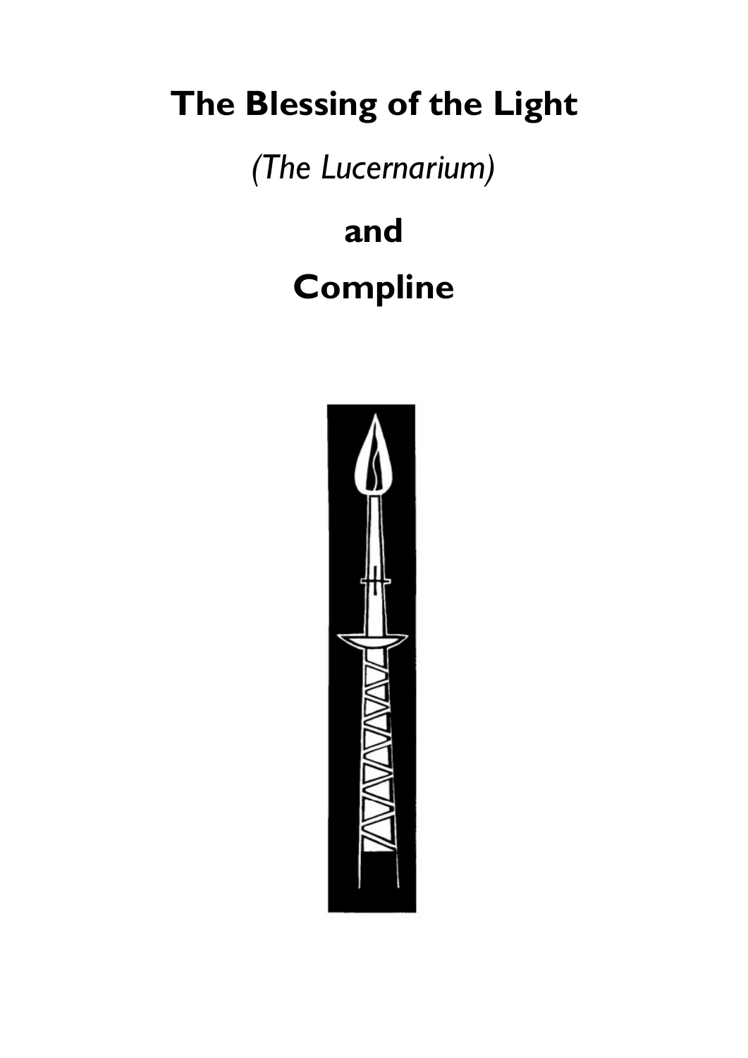# The Blessing of the Light

*(The Lucernarium)*

**and**

# Compline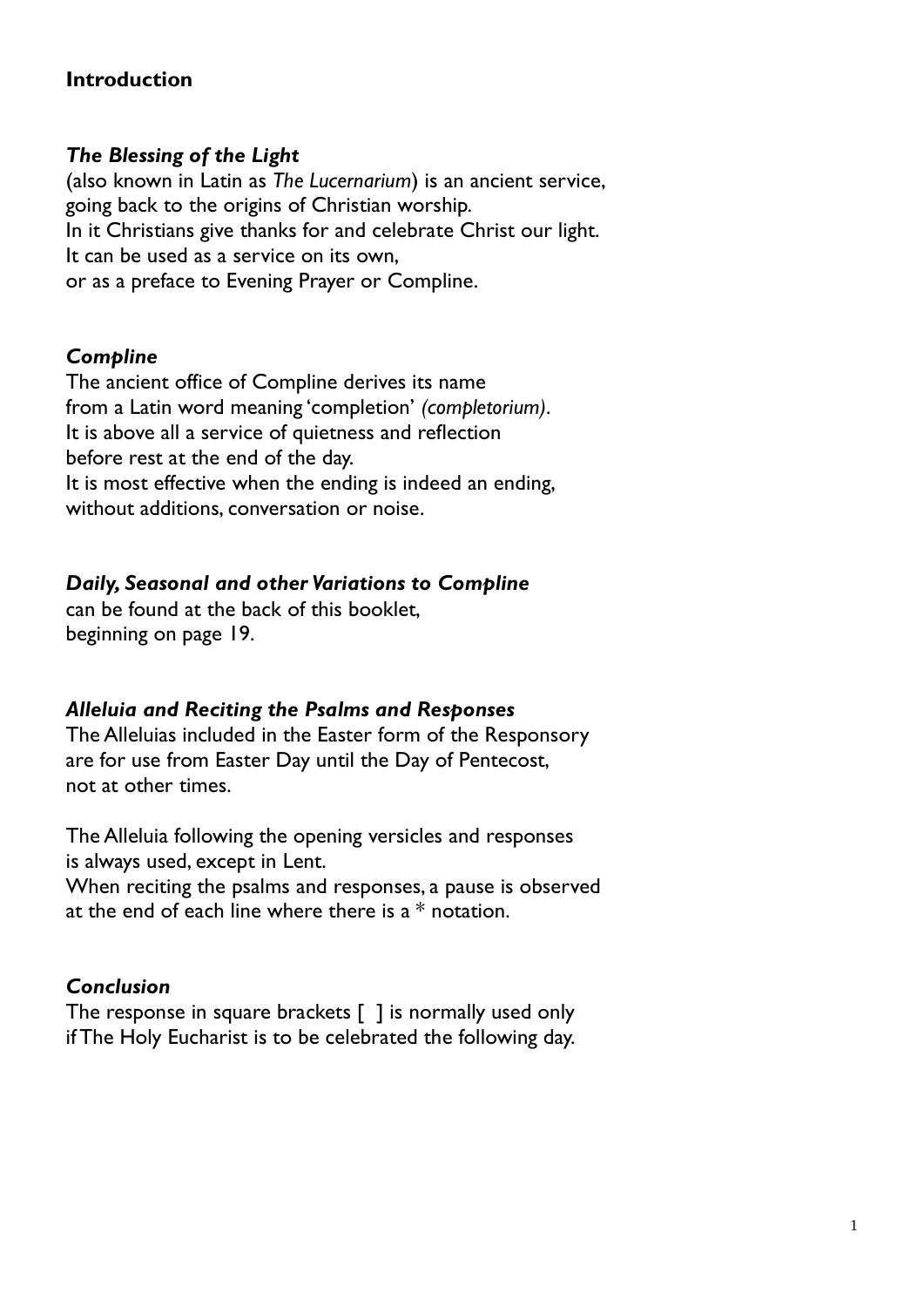## Introduction

### *The Blessing of the Light*

(also known in Latin as *The Lucernarium*) is an ancient service,
going back to the origins of Christian worship.
In it Christians give thanks for and celebrate Christ our light.
It can be used as a service on its own,
or as a preface to Evening Prayer or Compline.

### *Compline*

The ancient office of Compline derives its name
from a Latin word meaning 'completion' *(completorium)*.
It is above all a service of quietness and reflection
before rest at the end of the day.
It is most effective when the ending is indeed an ending,
without additions, conversation or noise.

### *Daily, Seasonal and other Variations to Compline*

can be found at the back of this booklet,
beginning on page 19.

### *Alleluia and Reciting the Psalms and Responses*

The Alleluias included in the Easter form of the Responsory
are for use from Easter Day until the Day of Pentecost,
not at other times.

The Alleluia following the opening versicles and responses
is always used, except in Lent.
When reciting the psalms and responses, a pause is observed
at the end of each line where there is a * notation.

### *Conclusion*

The response in square brackets [ ] is normally used only
if The Holy Eucharist is to be celebrated the following day.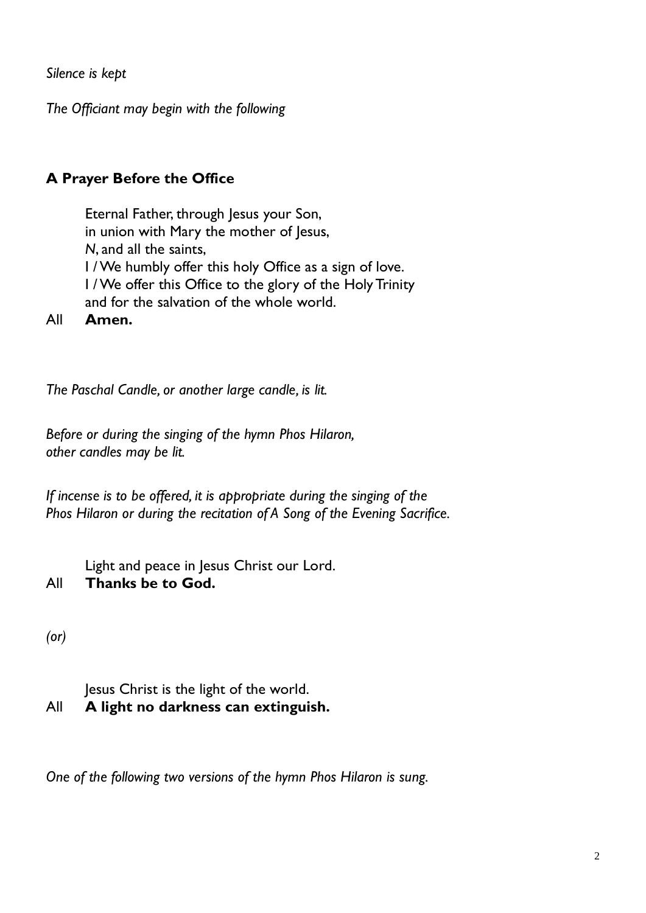*Silence is kept*

*The Officiant may begin with the following*

## A Prayer Before the Office

Eternal Father, through Jesus your Son,
in union with Mary the mother of Jesus,
*N*, and all the saints,
I / We humbly offer this holy Office as a sign of love.
I / We offer this Office to the glory of the Holy Trinity
and for the salvation of the whole world.

All **Amen.**

*The Paschal Candle, or another large candle, is lit.*

*Before or during the singing of the hymn Phos Hilaron, other candles may be lit.*

*If incense is to be offered, it is appropriate during the singing of the Phos Hilaron or during the recitation of A Song of the Evening Sacrifice.*

Light and peace in Jesus Christ our Lord.

All **Thanks be to God.**

*(or)*

Jesus Christ is the light of the world.

All **A light no darkness can extinguish.**

*One of the following two versions of the hymn Phos Hilaron is sung.*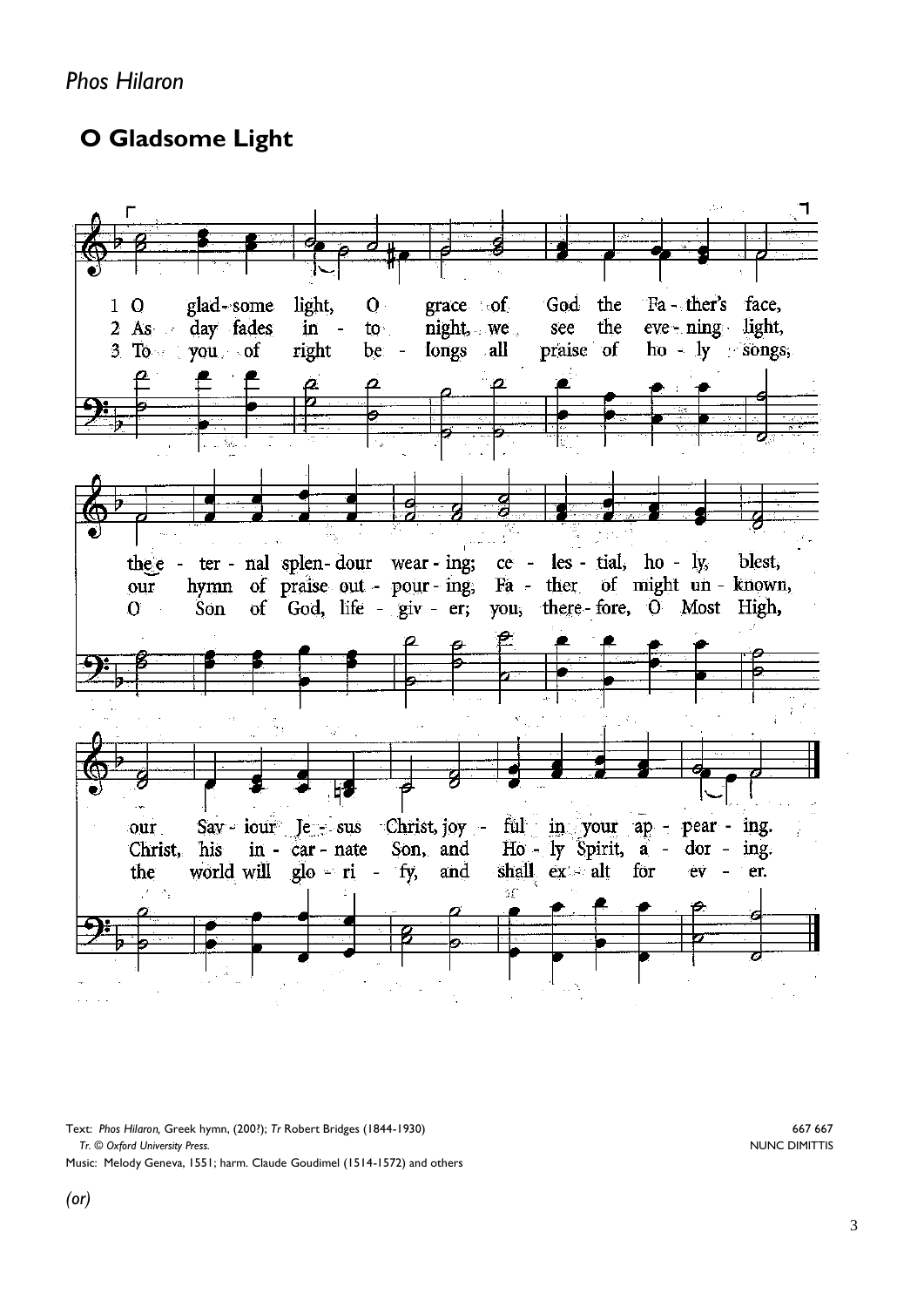*Phos Hilaron*

## O Gladsome Light

1 O glad-some light, O grace of God the Fa-ther's face,
the e-ter-nal splen-dour wear-ing; ce-les-tial, ho-ly, blest,
our Sav-iour Je-sus Christ, joy-ful in your ap-pear-ing.

2 As day fades in-to night, we see the eve-ning light,
our hymn of praise out-pour-ing, Fa-ther of might un-known,
Christ, his in-car-nate Son, and Ho-ly Spirit, a-dor-ing.

3 To you of right be-longs all praise of ho-ly songs,
O Son of God, life-giv-er; you, there-fore, O Most High,
the world will glo-ri-fy, and shall ex-alt for ev-er.

Text: *Phos Hilaron,* Greek hymn, (200?); *Tr* Robert Bridges (1844-1930)
*Tr. © Oxford University Press.*
Music: Melody Geneva, 1551; harm. Claude Goudimel (1514-1572) and others

667 667
NUNC DIMITTIS

*(or)*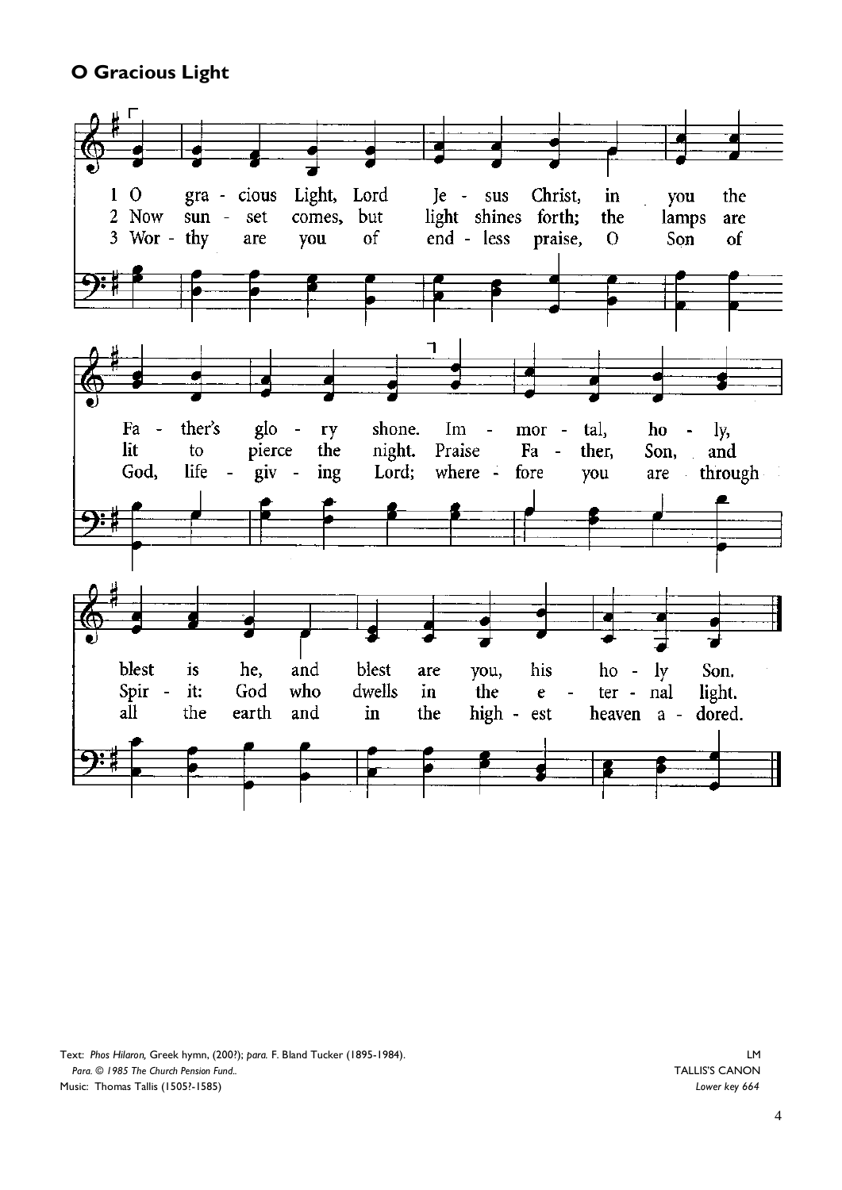## O Gracious Light

1 O gra - cious Light, Lord Je - sus Christ, in you the Fa - ther's glo - ry shone. Im - mor - tal, ho - ly, blest is he, and blest are you, his ho - ly Son.

2 Now sun - set comes, but light shines forth; the lamps are lit to pierce the night. Praise Fa - ther, Son, and Spir - it: God who dwells in the e - ter - nal light.

3 Wor - thy are you of end - less praise, O Son of God, life - giv - ing Lord; where - fore you are through all the earth and in the high - est heaven a - dored.

Text: *Phos Hilaron,* Greek hymn, (200?); *para.* F. Bland Tucker (1895-1984).
*Para. © 1985 The Church Pension Fund.*
Music: Thomas Tallis (1505?-1585)

LM
TALLIS'S CANON
*Lower key 664*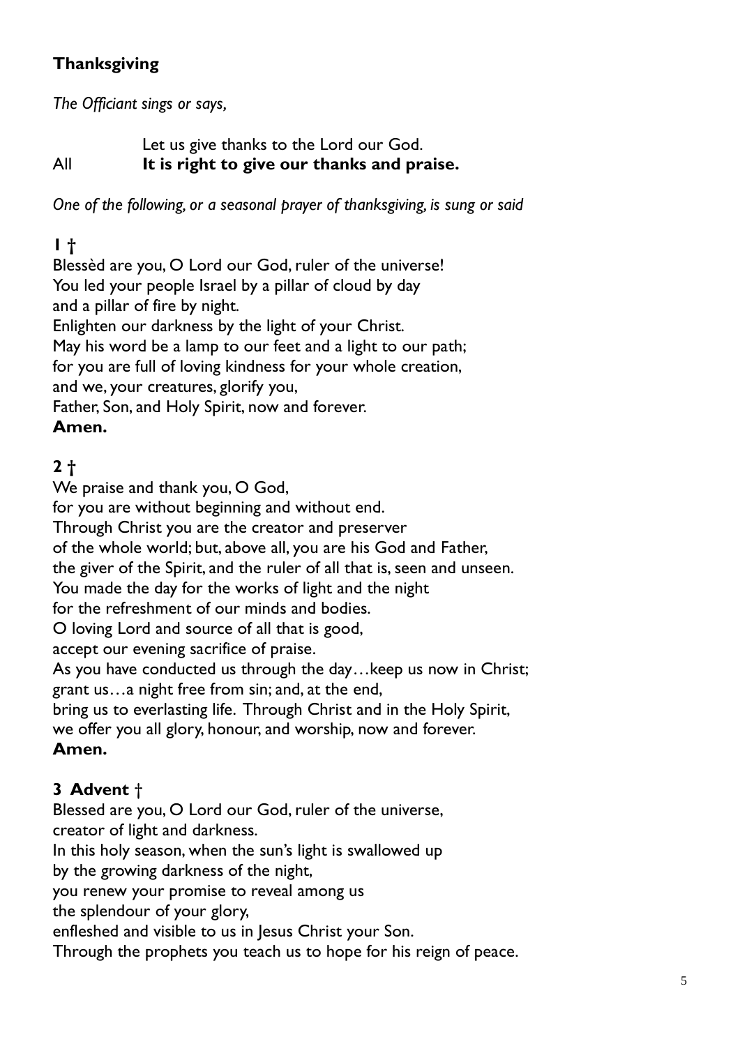## Thanksgiving

*The Officiant sings or says,*

Let us give thanks to the Lord our God.
All **It is right to give our thanks and praise.**

*One of the following, or a seasonal prayer of thanksgiving, is sung or said*

**1 †**

Blessèd are you, O Lord our God, ruler of the universe!
You led your people Israel by a pillar of cloud by day
and a pillar of fire by night.
Enlighten our darkness by the light of your Christ.
May his word be a lamp to our feet and a light to our path;
for you are full of loving kindness for your whole creation,
and we, your creatures, glorify you,
Father, Son, and Holy Spirit, now and forever.
**Amen.**

**2 †**

We praise and thank you, O God,
for you are without beginning and without end.
Through Christ you are the creator and preserver
of the whole world; but, above all, you are his God and Father,
the giver of the Spirit, and the ruler of all that is, seen and unseen.
You made the day for the works of light and the night
for the refreshment of our minds and bodies.
O loving Lord and source of all that is good,
accept our evening sacrifice of praise.
As you have conducted us through the day…keep us now in Christ;
grant us…a night free from sin; and, at the end,
bring us to everlasting life. Through Christ and in the Holy Spirit,
we offer you all glory, honour, and worship, now and forever.
**Amen.**

**3 Advent** †

Blessed are you, O Lord our God, ruler of the universe,
creator of light and darkness.
In this holy season, when the sun's light is swallowed up
by the growing darkness of the night,
you renew your promise to reveal among us
the splendour of your glory,
enfleshed and visible to us in Jesus Christ your Son.
Through the prophets you teach us to hope for his reign of peace.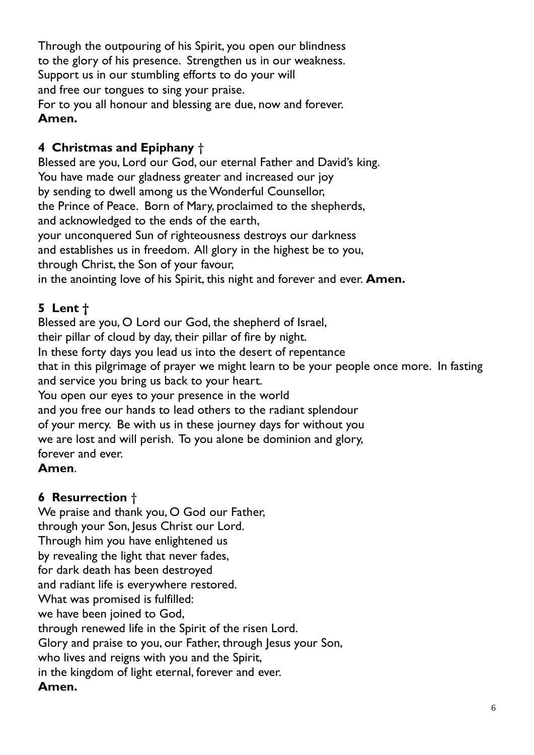Through the outpouring of his Spirit, you open our blindness
to the glory of his presence. Strengthen us in our weakness.
Support us in our stumbling efforts to do your will
and free our tongues to sing your praise.
For to you all honour and blessing are due, now and forever.
**Amen.**

### 4 Christmas and Epiphany †

Blessed are you, Lord our God, our eternal Father and David's king.
You have made our gladness greater and increased our joy
by sending to dwell among us the Wonderful Counsellor,
the Prince of Peace. Born of Mary, proclaimed to the shepherds,
and acknowledged to the ends of the earth,
your unconquered Sun of righteousness destroys our darkness
and establishes us in freedom. All glory in the highest be to you,
through Christ, the Son of your favour,
in the anointing love of his Spirit, this night and forever and ever. **Amen.**

### 5 Lent †

Blessed are you, O Lord our God, the shepherd of Israel,
their pillar of cloud by day, their pillar of fire by night.
In these forty days you lead us into the desert of repentance
that in this pilgrimage of prayer we might learn to be your people once more. In fasting and service you bring us back to your heart.
You open our eyes to your presence in the world
and you free our hands to lead others to the radiant splendour
of your mercy. Be with us in these journey days for without you
we are lost and will perish. To you alone be dominion and glory,
forever and ever.
**Amen**.

### 6 Resurrection †

We praise and thank you, O God our Father,
through your Son, Jesus Christ our Lord.
Through him you have enlightened us
by revealing the light that never fades,
for dark death has been destroyed
and radiant life is everywhere restored.
What was promised is fulfilled:
we have been joined to God,
through renewed life in the Spirit of the risen Lord.
Glory and praise to you, our Father, through Jesus your Son,
who lives and reigns with you and the Spirit,
in the kingdom of light eternal, forever and ever.
**Amen.**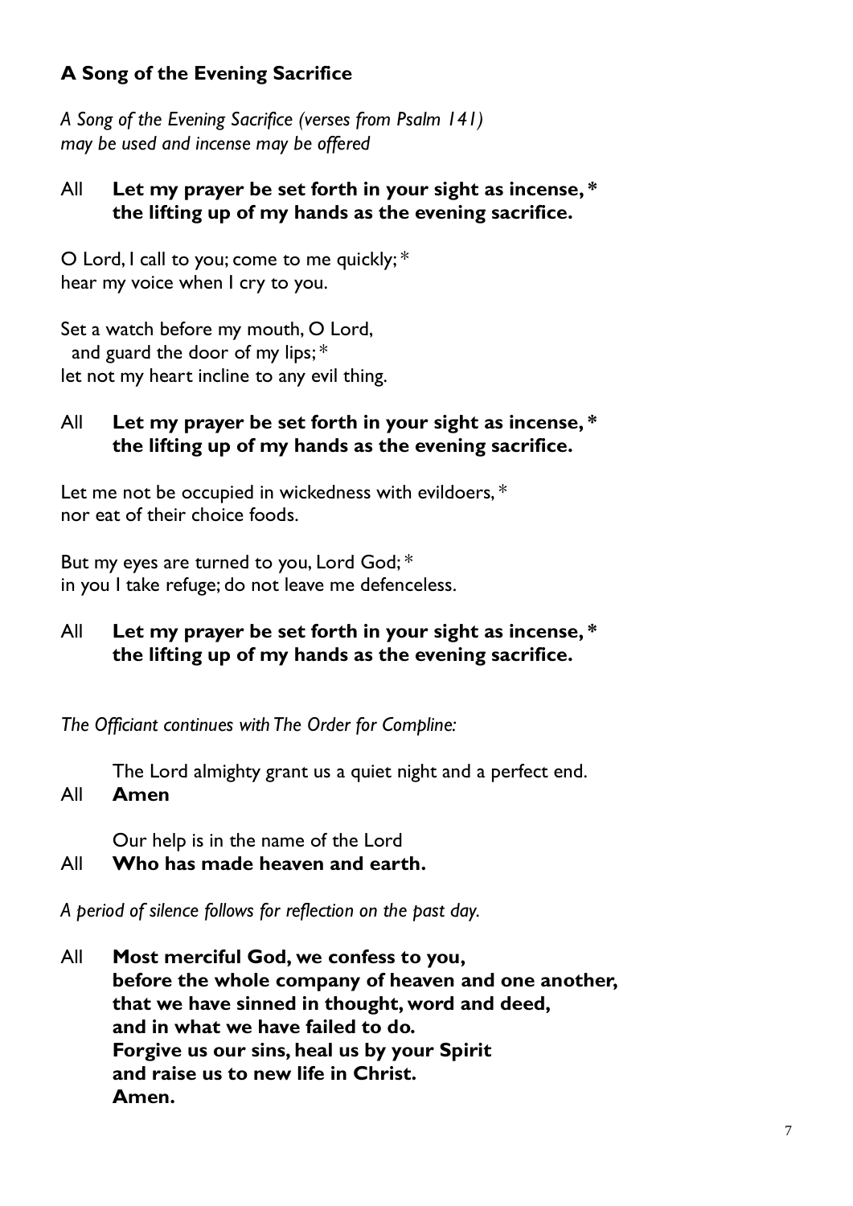### A Song of the Evening Sacrifice

*A Song of the Evening Sacrifice (verses from Psalm 141) may be used and incense may be offered*

All **Let my prayer be set forth in your sight as incense, \***
**the lifting up of my hands as the evening sacrifice.**

O Lord, I call to you; come to me quickly; *
hear my voice when I cry to you.

Set a watch before my mouth, O Lord,
and guard the door of my lips; *
let not my heart incline to any evil thing.

All **Let my prayer be set forth in your sight as incense, \***
**the lifting up of my hands as the evening sacrifice.**

Let me not be occupied in wickedness with evildoers, *
nor eat of their choice foods.

But my eyes are turned to you, Lord God; *
in you I take refuge; do not leave me defenceless.

All **Let my prayer be set forth in your sight as incense, \***
**the lifting up of my hands as the evening sacrifice.**

*The Officiant continues with The Order for Compline:*

The Lord almighty grant us a quiet night and a perfect end.
All **Amen**

Our help is in the name of the Lord
All **Who has made heaven and earth.**

*A period of silence follows for reflection on the past day.*

All **Most merciful God, we confess to you,**
**before the whole company of heaven and one another,**
**that we have sinned in thought, word and deed,**
**and in what we have failed to do.**
**Forgive us our sins, heal us by your Spirit**
**and raise us to new life in Christ.**
**Amen.**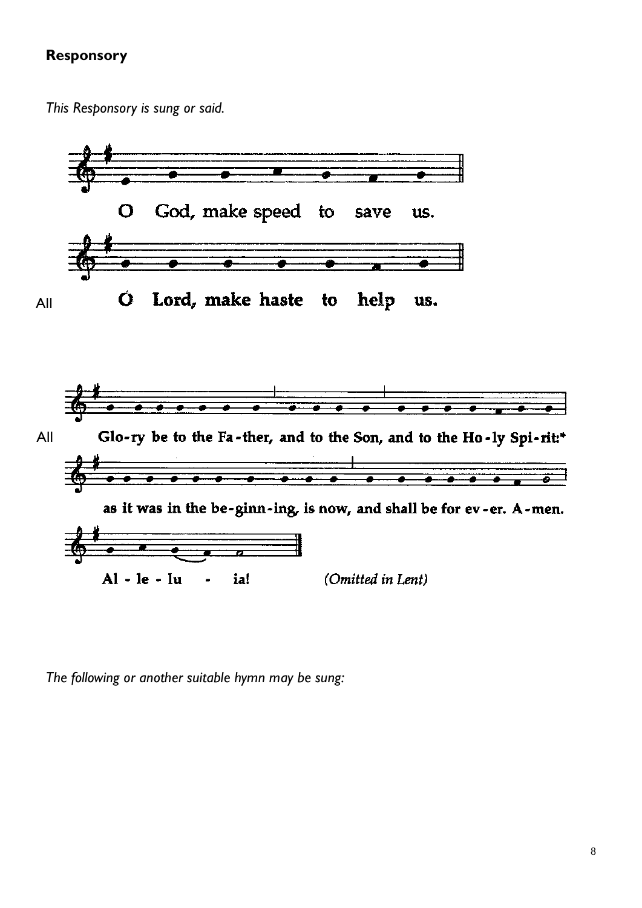**Responsory**

*This Responsory is sung or said.*

O God, make speed to save us.

All **O Lord, make haste to help us.**

All **Glo-ry be to the Fa-ther, and to the Son, and to the Ho-ly Spi-rit:***
**as it was in the be-ginn-ing, is now, and shall be for ev-er. A-men.**
**Al - le - lu - ia!** *(Omitted in Lent)*

*The following or another suitable hymn may be sung:*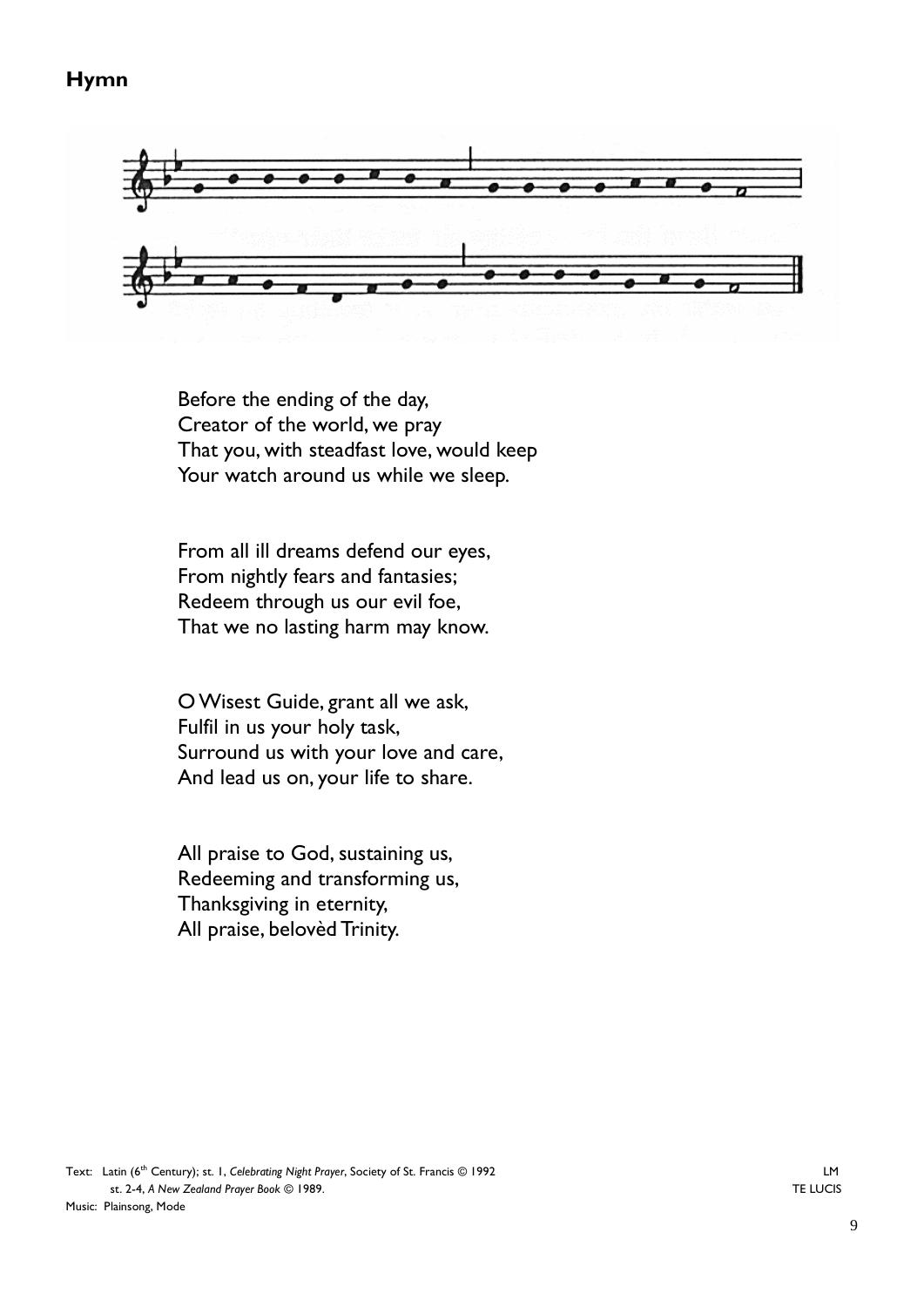**Hymn**

Before the ending of the day,
Creator of the world, we pray
That you, with steadfast love, would keep
Your watch around us while we sleep.

From all ill dreams defend our eyes,
From nightly fears and fantasies;
Redeem through us our evil foe,
That we no lasting harm may know.

O Wisest Guide, grant all we ask,
Fulfil in us your holy task,
Surround us with your love and care,
And lead us on, your life to share.

All praise to God, sustaining us,
Redeeming and transforming us,
Thanksgiving in eternity,
All praise, belovèd Trinity.

Text: Latin (6th Century); st. 1, *Celebrating Night Prayer*, Society of St. Francis © 1992
st. 2-4, *A New Zealand Prayer Book* © 1989.
Music: Plainsong, Mode

LM
TE LUCIS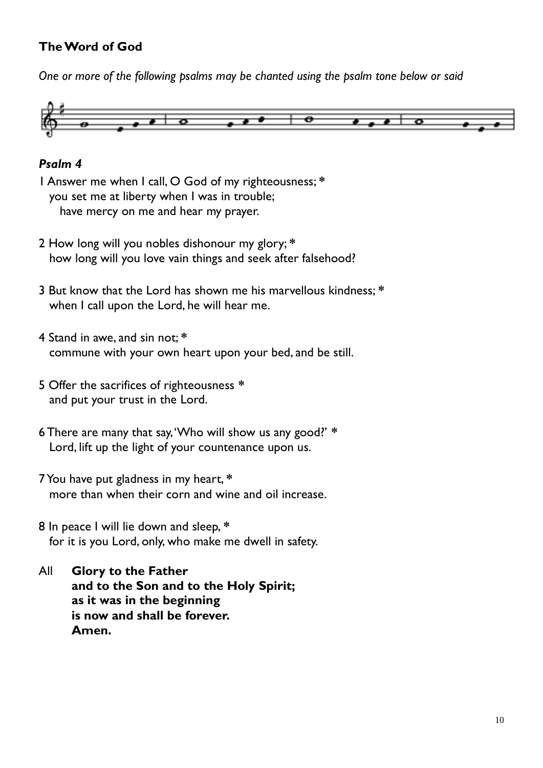## The Word of God

*One or more of the following psalms may be chanted using the psalm tone below or said*

### *Psalm 4*

1 Answer me when I call, O God of my righteousness; *
you set me at liberty when I was in trouble;
have mercy on me and hear my prayer.

2 How long will you nobles dishonour my glory; *
how long will you love vain things and seek after falsehood?

3 But know that the Lord has shown me his marvellous kindness; *
when I call upon the Lord, he will hear me.

4 Stand in awe, and sin not; *
commune with your own heart upon your bed, and be still.

5 Offer the sacrifices of righteousness *
and put your trust in the Lord.

6 There are many that say, 'Who will show us any good?' *
Lord, lift up the light of your countenance upon us.

7 You have put gladness in my heart, *
more than when their corn and wine and oil increase.

8 In peace I will lie down and sleep, *
for it is you Lord, only, who make me dwell in safety.

All **Glory to the Father**
**and to the Son and to the Holy Spirit;**
**as it was in the beginning**
**is now and shall be forever.**
**Amen.**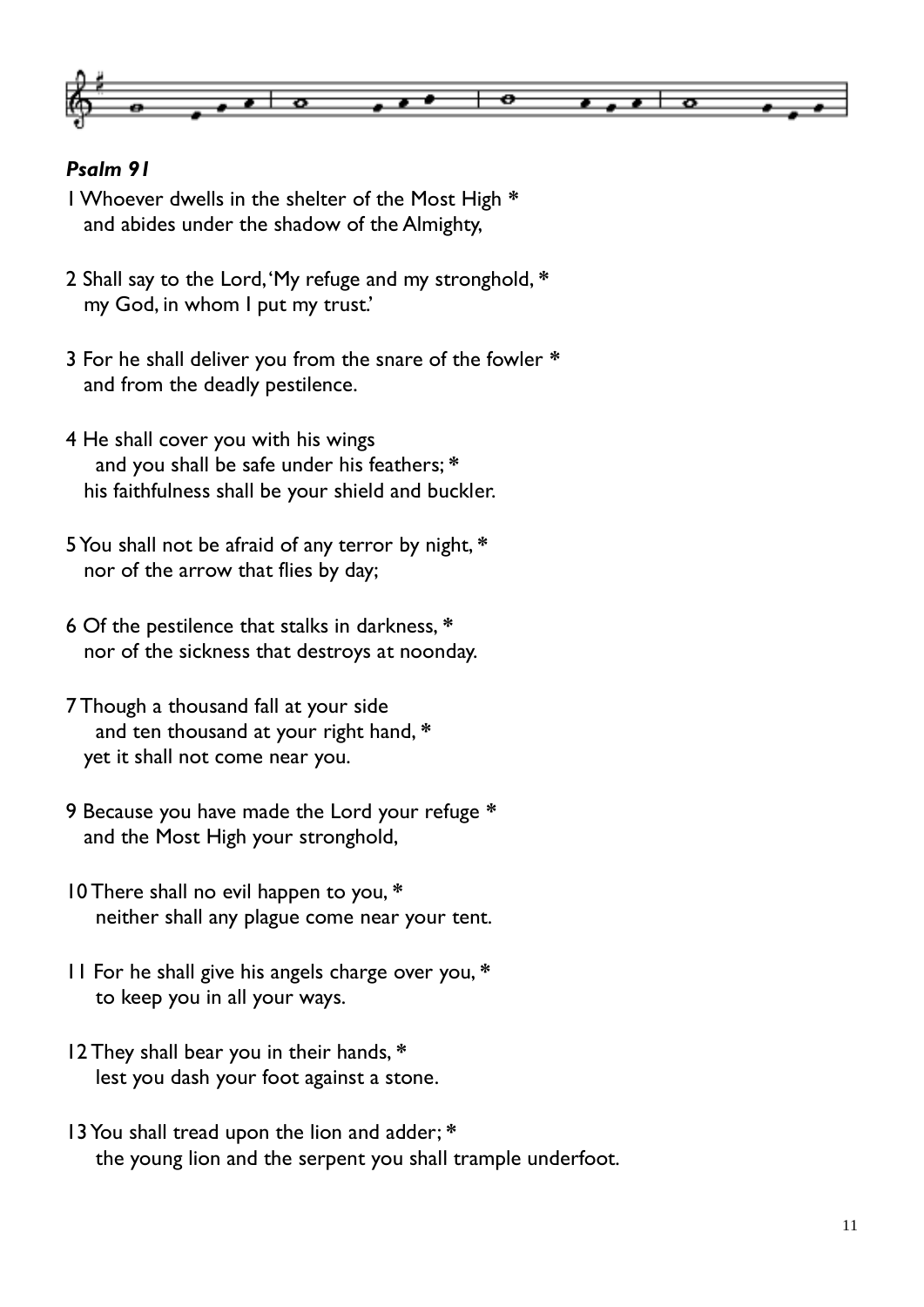*Psalm 91*

1 Whoever dwells in the shelter of the Most High *
   and abides under the shadow of the Almighty,

2 Shall say to the Lord, 'My refuge and my stronghold, *
   my God, in whom I put my trust.'

3 For he shall deliver you from the snare of the fowler *
   and from the deadly pestilence.

4 He shall cover you with his wings
      and you shall be safe under his feathers; *
   his faithfulness shall be your shield and buckler.

5 You shall not be afraid of any terror by night, *
   nor of the arrow that flies by day;

6 Of the pestilence that stalks in darkness, *
   nor of the sickness that destroys at noonday.

7 Though a thousand fall at your side
      and ten thousand at your right hand, *
   yet it shall not come near you.

9 Because you have made the Lord your refuge *
   and the Most High your stronghold,

10 There shall no evil happen to you, *
   neither shall any plague come near your tent.

11 For he shall give his angels charge over you, *
   to keep you in all your ways.

12 They shall bear you in their hands, *
   lest you dash your foot against a stone.

13 You shall tread upon the lion and adder; *
   the young lion and the serpent you shall trample underfoot.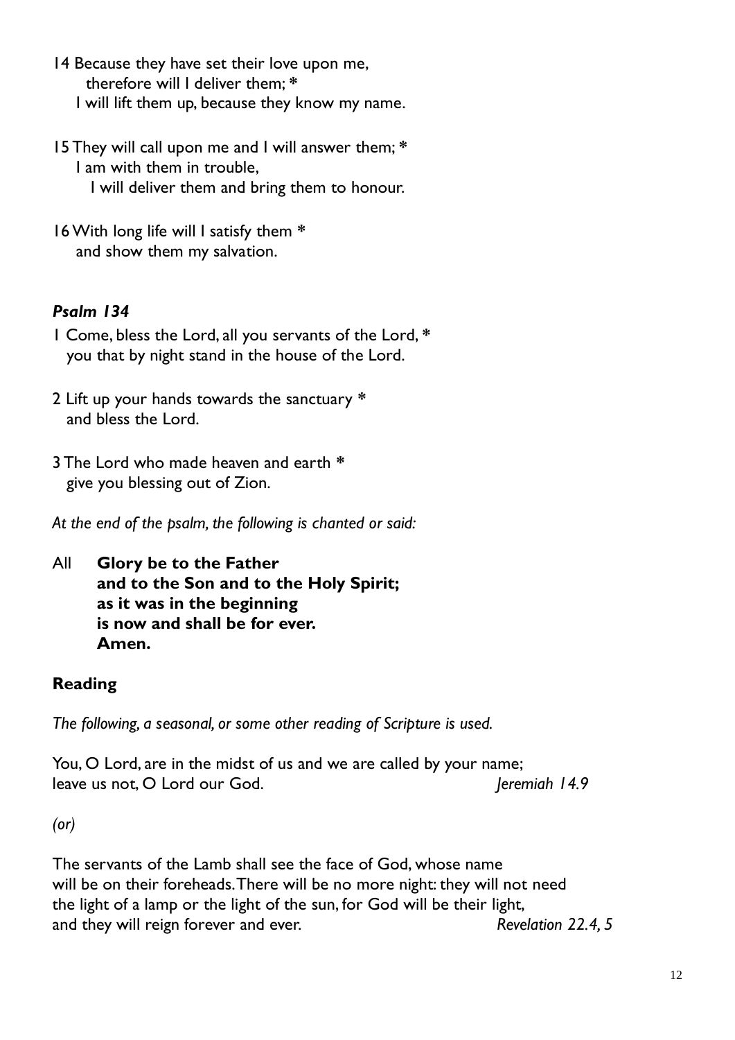14 Because they have set their love upon me,
   therefore will I deliver them; *
  I will lift them up, because they know my name.

15 They will call upon me and I will answer them; *
  I am with them in trouble,
   I will deliver them and bring them to honour.

16 With long life will I satisfy them *
  and show them my salvation.

### *Psalm 134*

1 Come, bless the Lord, all you servants of the Lord, *
  you that by night stand in the house of the Lord.

2 Lift up your hands towards the sanctuary *
  and bless the Lord.

3 The Lord who made heaven and earth *
  give you blessing out of Zion.

*At the end of the psalm, the following is chanted or said:*

All **Glory be to the Father**
**and to the Son and to the Holy Spirit;**
**as it was in the beginning**
**is now and shall be for ever.**
**Amen.**

### Reading

*The following, a seasonal, or some other reading of Scripture is used.*

You, O Lord, are in the midst of us and we are called by your name;
leave us not, O Lord our God. *Jeremiah 14.9*

*(or)*

The servants of the Lamb shall see the face of God, whose name
will be on their foreheads. There will be no more night: they will not need
the light of a lamp or the light of the sun, for God will be their light,
and they will reign forever and ever. *Revelation 22.4, 5*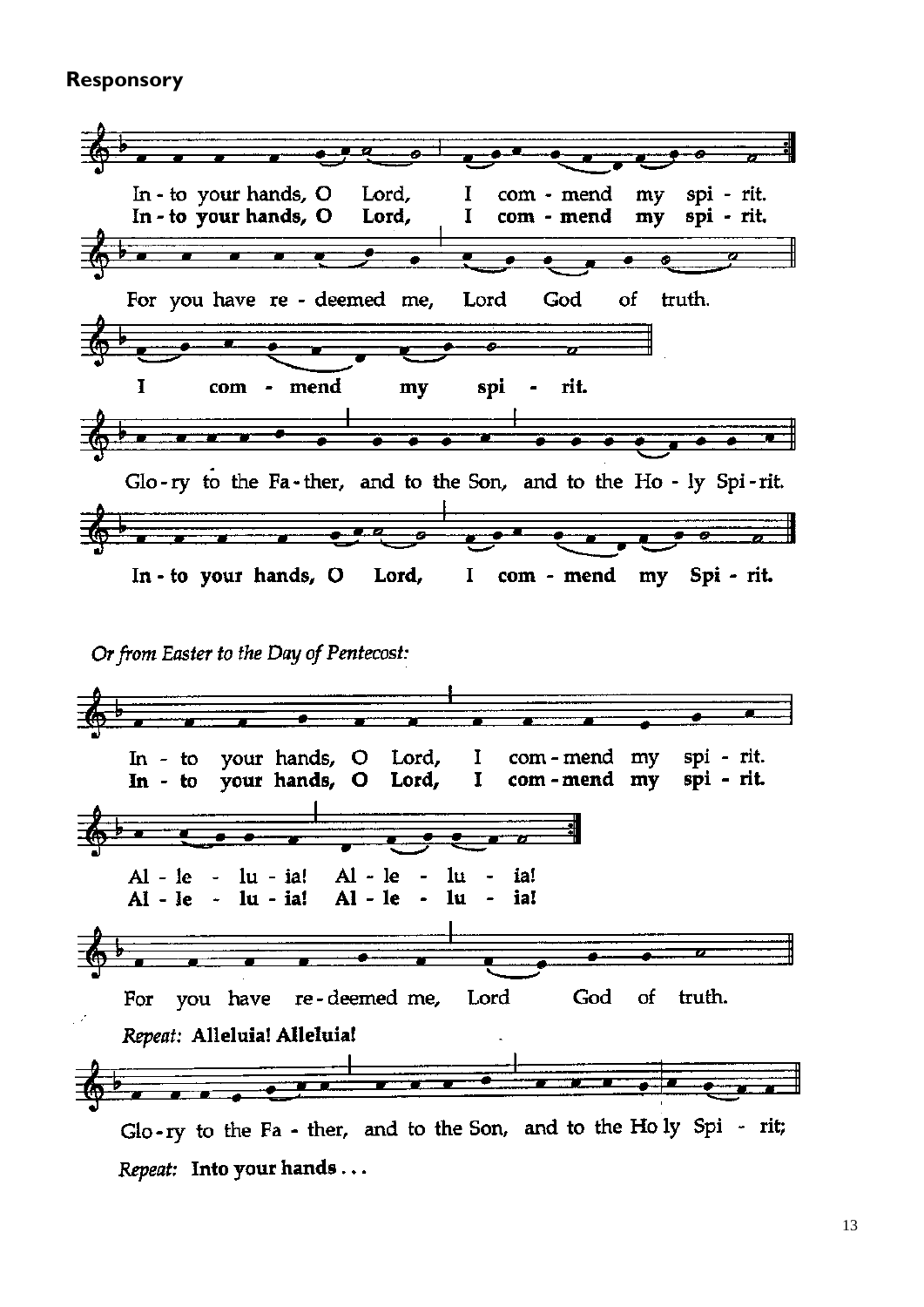**Responsory**

In - to your hands, O Lord, I com - mend my spi - rit.
**In - to your hands, O Lord, I com - mend my spi - rit.**

For you have re - deemed me, Lord God of truth.

**I com - mend my spi - rit.**

Glo - ry to the Fa - ther, and to the Son, and to the Ho - ly Spi - rit.

**In - to your hands, O Lord, I com - mend my Spi - rit.**

*Or from Easter to the Day of Pentecost:*

In - to your hands, O Lord, I com - mend my spi - rit.
**In - to your hands, O Lord, I com - mend my spi - rit.**

Al - le - lu - ia! Al - le - lu - ia!
**Al - le - lu - ia! Al - le - lu - ia!**

For you have re - deemed me, Lord God of truth.

*Repeat:* **Alleluia! Alleluia!**

Glo - ry to the Fa - ther, and to the Son, and to the Ho ly Spi - rit;

*Repeat:* **Into your hands . . .**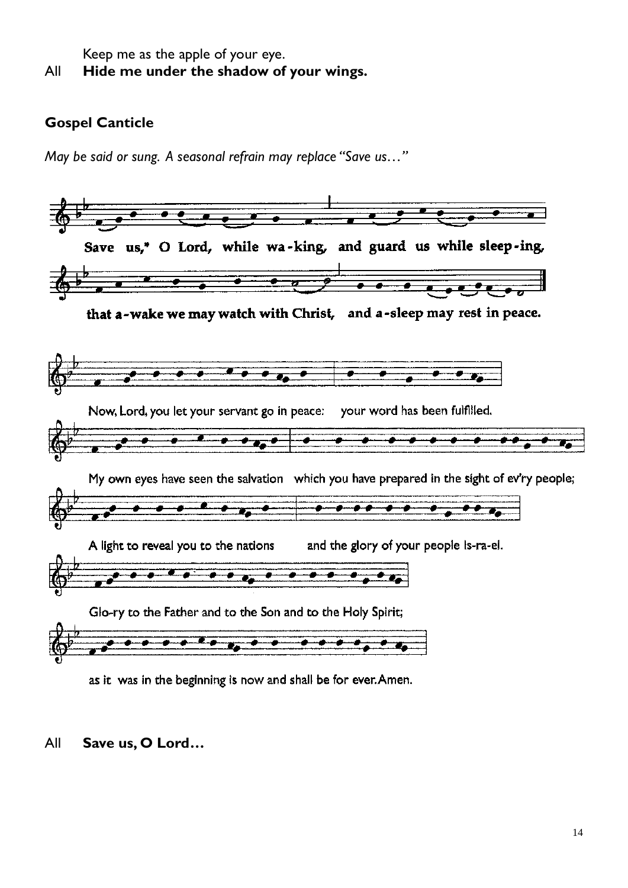Keep me as the apple of your eye.

All **Hide me under the shadow of your wings.**

### Gospel Canticle

*May be said or sung. A seasonal refrain may replace "Save us…"*

Save us,* O Lord, while wa-king, and guard us while sleep-ing,

that a-wake we may watch with Christ, and a-sleep may rest in peace.

Now, Lord, you let your servant go in peace: your word has been fulfilled.

My own eyes have seen the salvation which you have prepared in the sight of ev'ry people;

A light to reveal you to the nations and the glory of your people Is-ra-el.

Glo-ry to the Father and to the Son and to the Holy Spirit;

as it was in the beginning is now and shall be for ever.Amen.

All **Save us, O Lord…**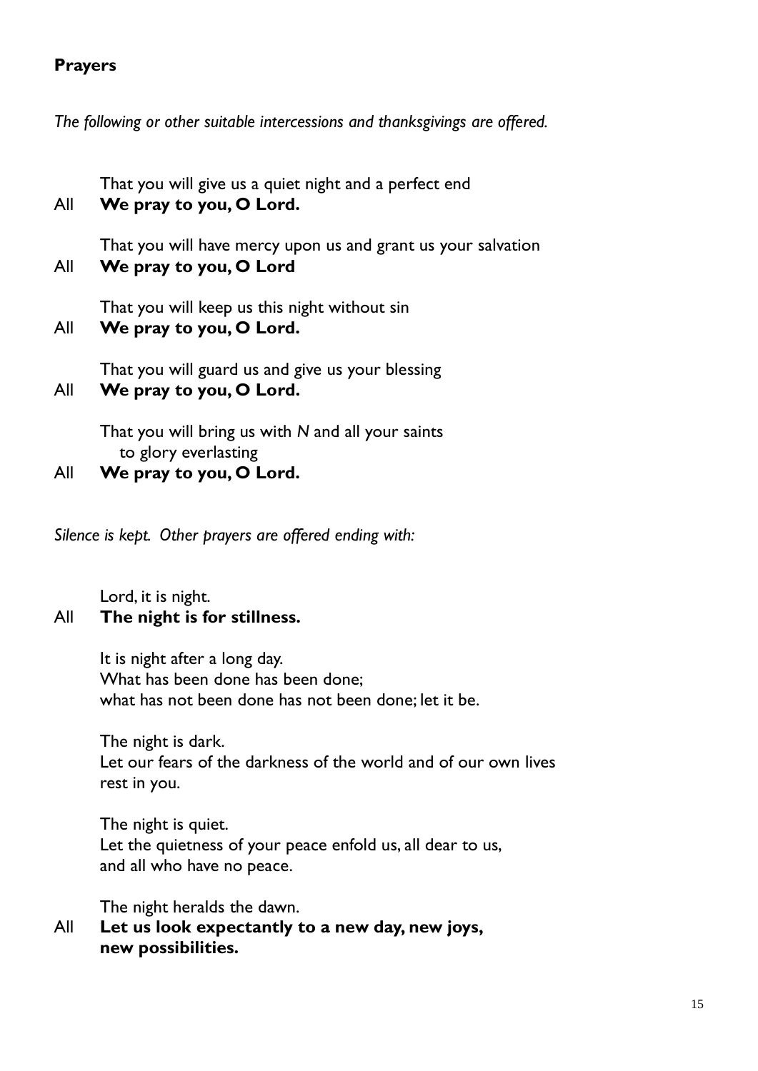**Prayers**

*The following or other suitable intercessions and thanksgivings are offered.*

That you will give us a quiet night and a perfect end

All **We pray to you, O Lord.**

That you will have mercy upon us and grant us your salvation

All **We pray to you, O Lord**

That you will keep us this night without sin

All **We pray to you, O Lord.**

That you will guard us and give us your blessing

All **We pray to you, O Lord.**

That you will bring us with *N* and all your saints
to glory everlasting

All **We pray to you, O Lord.**

*Silence is kept. Other prayers are offered ending with:*

Lord, it is night.

All **The night is for stillness.**

It is night after a long day.
What has been done has been done;
what has not been done has not been done; let it be.

The night is dark.
Let our fears of the darkness of the world and of our own lives
rest in you.

The night is quiet.
Let the quietness of your peace enfold us, all dear to us,
and all who have no peace.

The night heralds the dawn.

All **Let us look expectantly to a new day, new joys,
new possibilities.**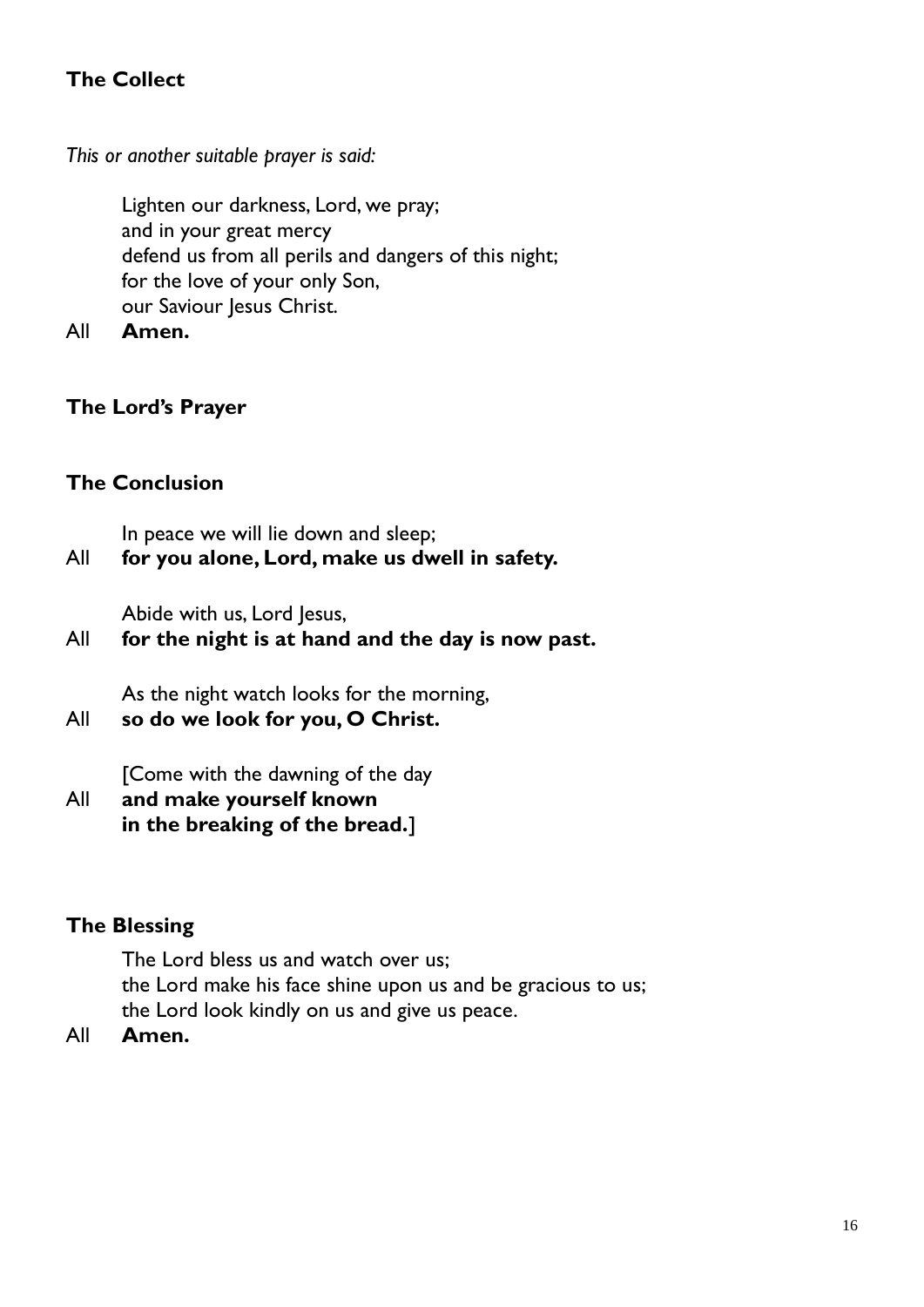## The Collect

*This or another suitable prayer is said:*

Lighten our darkness, Lord, we pray;
and in your great mercy
defend us from all perils and dangers of this night;
for the love of your only Son,
our Saviour Jesus Christ.

All **Amen.**

## The Lord's Prayer

## The Conclusion

In peace we will lie down and sleep;

All **for you alone, Lord, make us dwell in safety.**

Abide with us, Lord Jesus,

All **for the night is at hand and the day is now past.**

As the night watch looks for the morning,

All **so do we look for you, O Christ.**

[Come with the dawning of the day

All **and make yourself known**
**in the breaking of the bread.**]

## The Blessing

The Lord bless us and watch over us;
the Lord make his face shine upon us and be gracious to us;
the Lord look kindly on us and give us peace.

All **Amen.**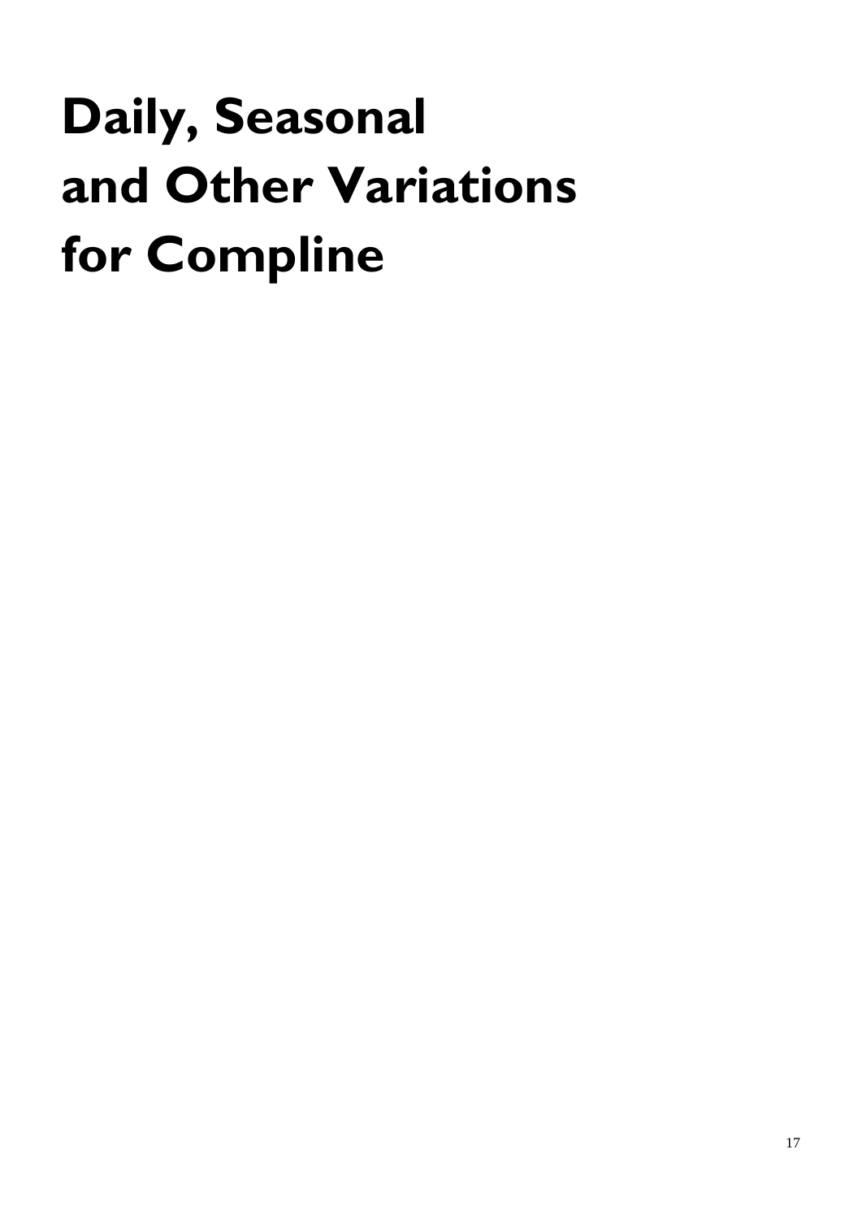# Daily, Seasonal and Other Variations for Compline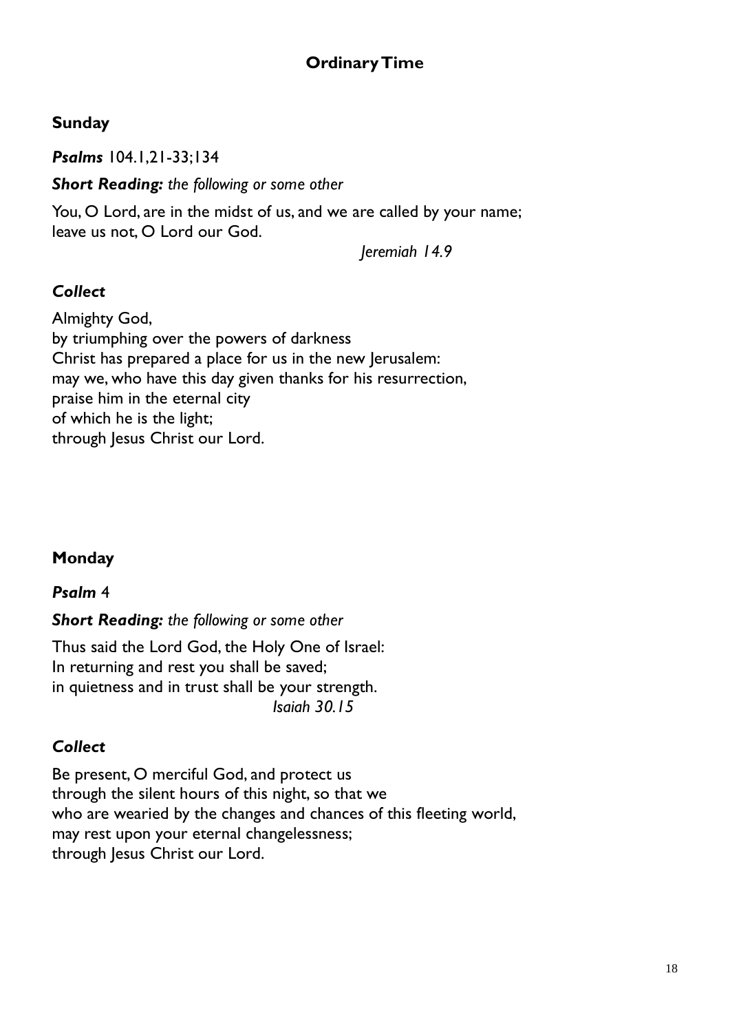## Ordinary Time

### Sunday

***Psalms*** 104.1,21-33;134

***Short Reading:*** *the following or some other*

You, O Lord, are in the midst of us, and we are called by your name;
leave us not, O Lord our God.

*Jeremiah 14.9*

### *Collect*

Almighty God,
by triumphing over the powers of darkness
Christ has prepared a place for us in the new Jerusalem:
may we, who have this day given thanks for his resurrection,
praise him in the eternal city
of which he is the light;
through Jesus Christ our Lord.

### Monday

***Psalm*** 4

***Short Reading:*** *the following or some other*

Thus said the Lord God, the Holy One of Israel:
In returning and rest you shall be saved;
in quietness and in trust shall be your strength.

*Isaiah 30.15*

### *Collect*

Be present, O merciful God, and protect us
through the silent hours of this night, so that we
who are wearied by the changes and chances of this fleeting world,
may rest upon your eternal changelessness;
through Jesus Christ our Lord.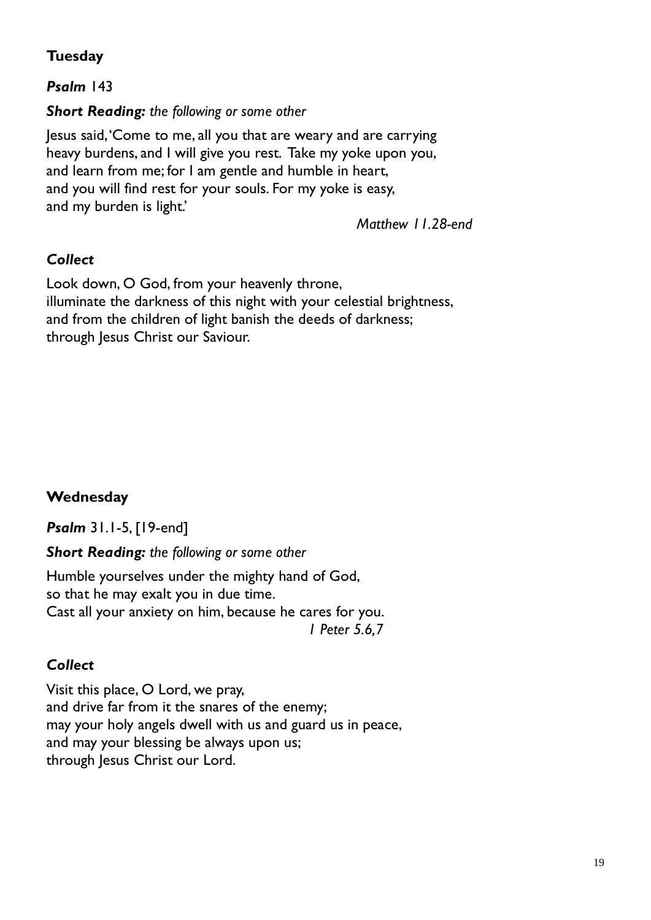## Tuesday

***Psalm*** 143

***Short Reading:*** *the following or some other*

Jesus said, 'Come to me, all you that are weary and are carrying heavy burdens, and I will give you rest. Take my yoke upon you, and learn from me; for I am gentle and humble in heart, and you will find rest for your souls. For my yoke is easy, and my burden is light.'

*Matthew 11.28-end*

### *Collect*

Look down, O God, from your heavenly throne,
illuminate the darkness of this night with your celestial brightness,
and from the children of light banish the deeds of darkness;
through Jesus Christ our Saviour.

## Wednesday

***Psalm*** 31.1-5, [19-end]

***Short Reading:*** *the following or some other*

Humble yourselves under the mighty hand of God,
so that he may exalt you in due time.
Cast all your anxiety on him, because he cares for you.

*1 Peter 5.6,7*

### *Collect*

Visit this place, O Lord, we pray,
and drive far from it the snares of the enemy;
may your holy angels dwell with us and guard us in peace,
and may your blessing be always upon us;
through Jesus Christ our Lord.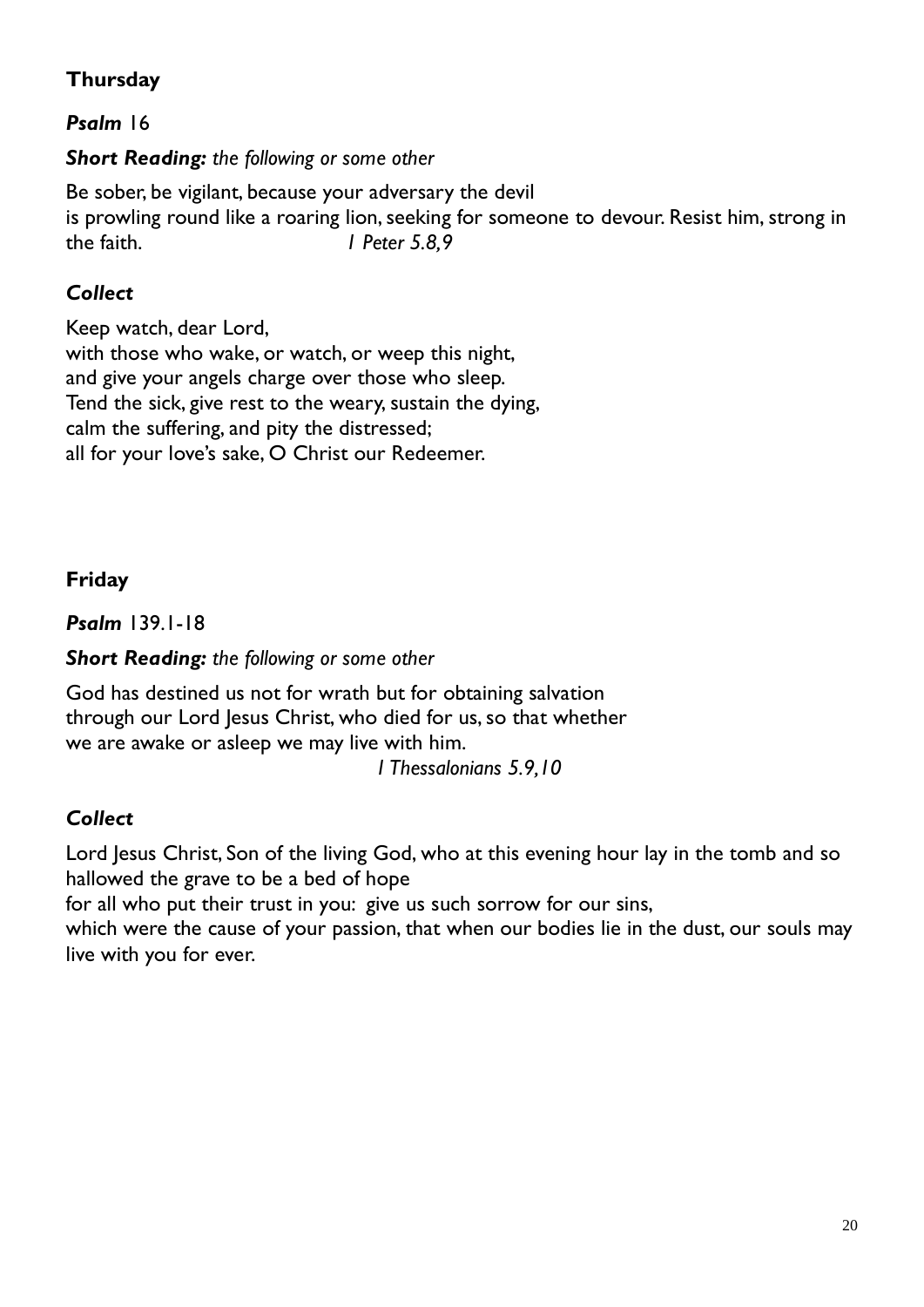## Thursday

***Psalm*** 16

***Short Reading:*** *the following or some other*

Be sober, be vigilant, because your adversary the devil
is prowling round like a roaring lion, seeking for someone to devour. Resist him, strong in the faith. *1 Peter 5.8,9*

### *Collect*

Keep watch, dear Lord,
with those who wake, or watch, or weep this night,
and give your angels charge over those who sleep.
Tend the sick, give rest to the weary, sustain the dying,
calm the suffering, and pity the distressed;
all for your love's sake, O Christ our Redeemer.

## Friday

***Psalm*** 139.1-18

***Short Reading:*** *the following or some other*

God has destined us not for wrath but for obtaining salvation
through our Lord Jesus Christ, who died for us, so that whether
we are awake or asleep we may live with him.

*1 Thessalonians 5.9,10*

### *Collect*

Lord Jesus Christ, Son of the living God, who at this evening hour lay in the tomb and so hallowed the grave to be a bed of hope
for all who put their trust in you: give us such sorrow for our sins,
which were the cause of your passion, that when our bodies lie in the dust, our souls may live with you for ever.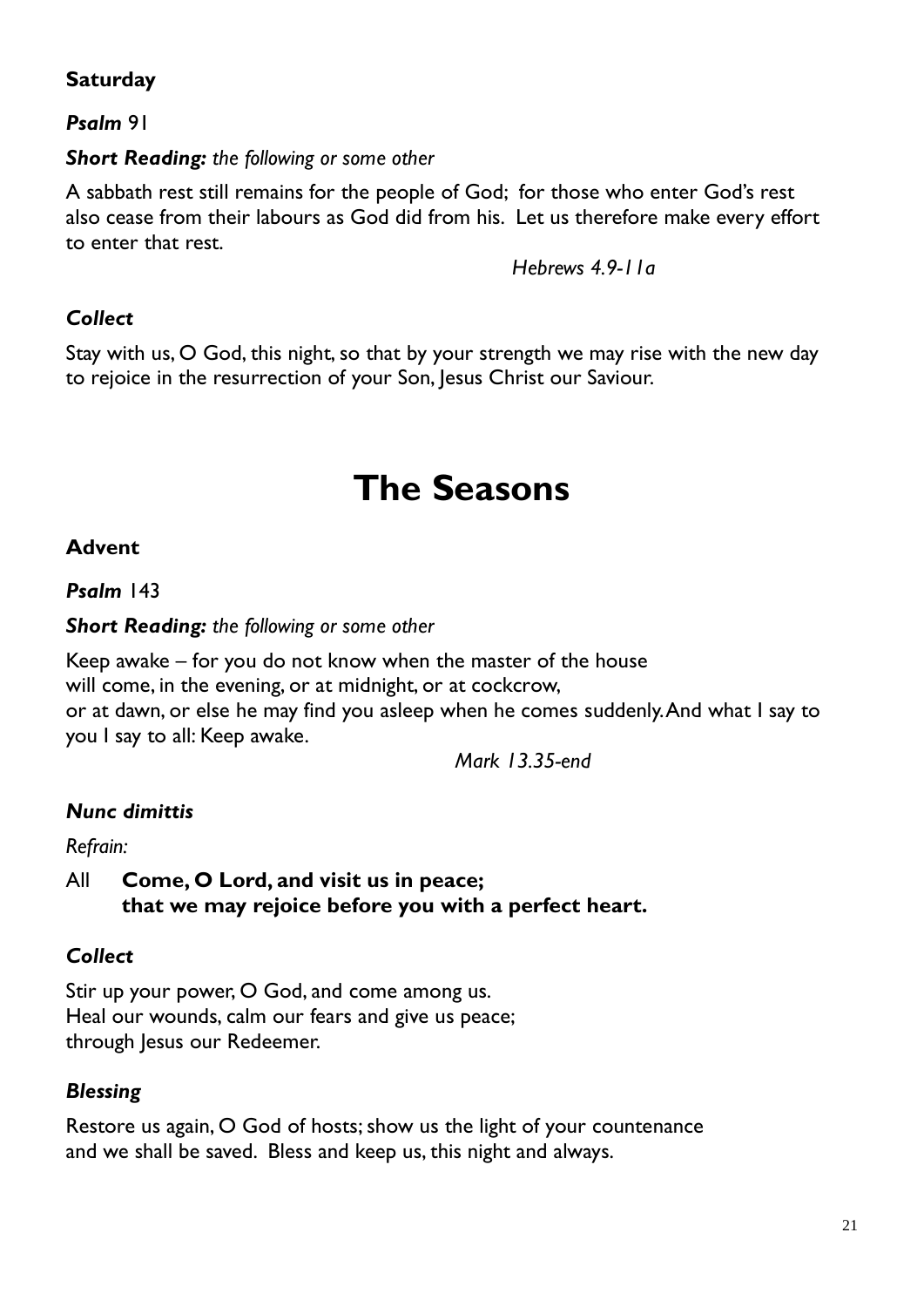### Saturday

***Psalm*** 91

***Short Reading:*** *the following or some other*

A sabbath rest still remains for the people of God; for those who enter God's rest also cease from their labours as God did from his. Let us therefore make every effort to enter that rest.

*Hebrews 4.9-11a*

***Collect***

Stay with us, O God, this night, so that by your strength we may rise with the new day to rejoice in the resurrection of your Son, Jesus Christ our Saviour.

# The Seasons

### Advent

***Psalm*** 143

***Short Reading:*** *the following or some other*

Keep awake – for you do not know when the master of the house
will come, in the evening, or at midnight, or at cockcrow,
or at dawn, or else he may find you asleep when he comes suddenly. And what I say to you I say to all: Keep awake.

*Mark 13.35-end*

***Nunc dimittis***

*Refrain:*

All **Come, O Lord, and visit us in peace;
that we may rejoice before you with a perfect heart.**

***Collect***

Stir up your power, O God, and come among us.
Heal our wounds, calm our fears and give us peace;
through Jesus our Redeemer.

***Blessing***

Restore us again, O God of hosts; show us the light of your countenance
and we shall be saved. Bless and keep us, this night and always.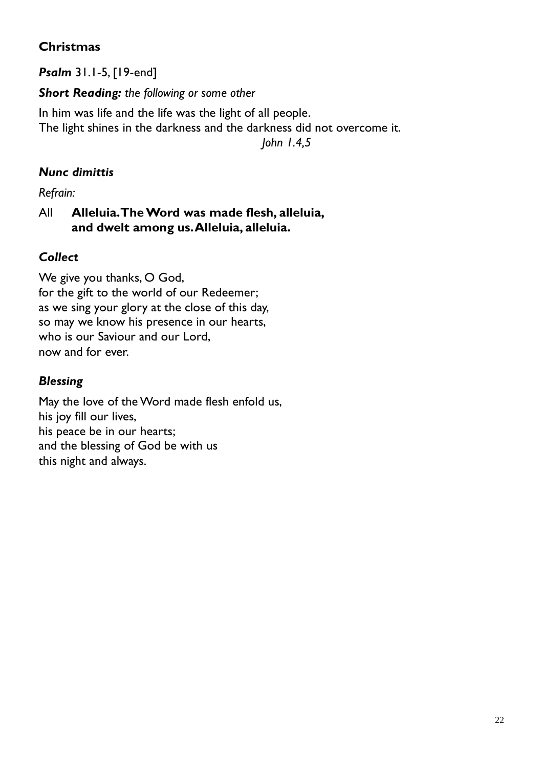## Christmas

***Psalm*** 31.1-5, [19-end]

***Short Reading:*** *the following or some other*

In him was life and the life was the light of all people.
The light shines in the darkness and the darkness did not overcome it.
*John 1.4,5*

### *Nunc dimittis*

*Refrain:*

All **Alleluia. The Word was made flesh, alleluia,
and dwelt among us. Alleluia, alleluia.**

### *Collect*

We give you thanks, O God,
for the gift to the world of our Redeemer;
as we sing your glory at the close of this day,
so may we know his presence in our hearts,
who is our Saviour and our Lord,
now and for ever.

### *Blessing*

May the love of the Word made flesh enfold us,
his joy fill our lives,
his peace be in our hearts;
and the blessing of God be with us
this night and always.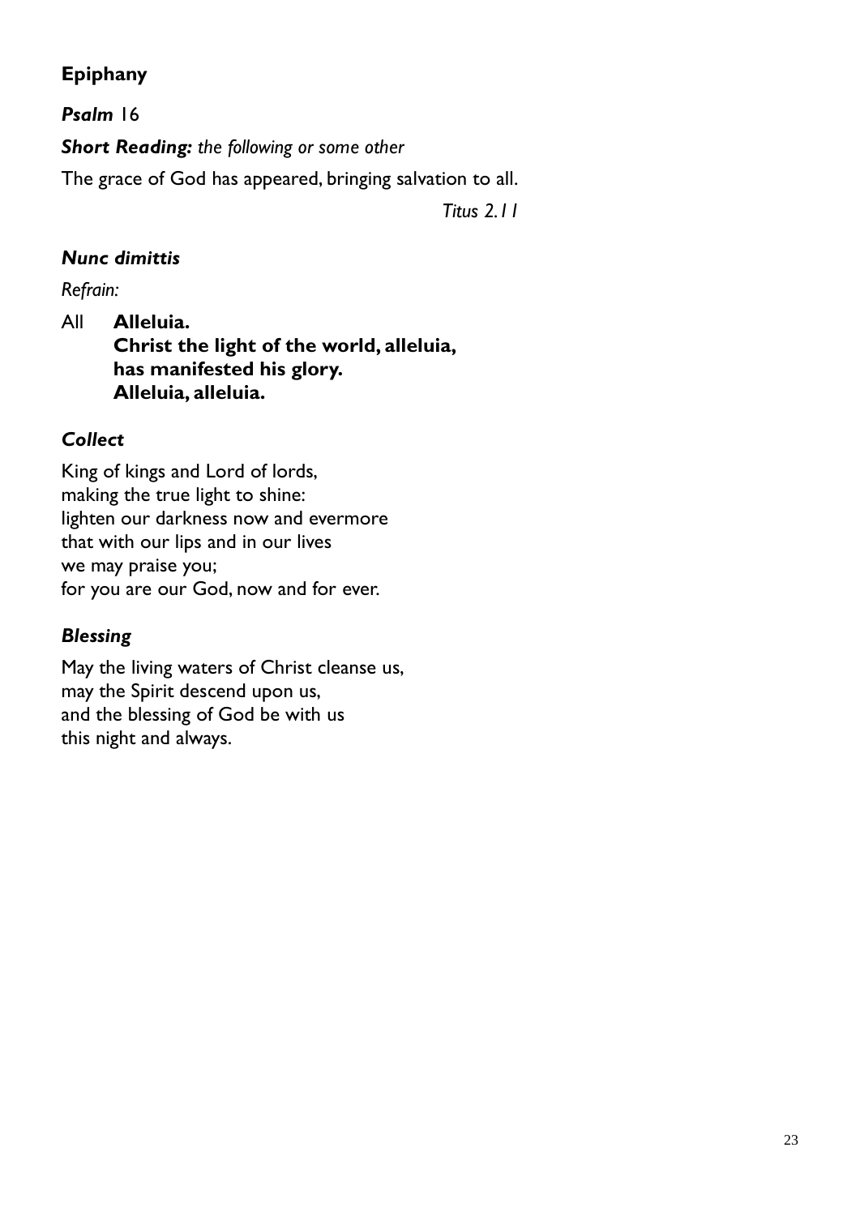## Epiphany

***Psalm*** 16

***Short Reading:*** *the following or some other*

The grace of God has appeared, bringing salvation to all.

*Titus 2.11*

### *Nunc dimittis*

*Refrain:*

All **Alleluia.**
**Christ the light of the world, alleluia,**
**has manifested his glory.**
**Alleluia, alleluia.**

### *Collect*

King of kings and Lord of lords,
making the true light to shine:
lighten our darkness now and evermore
that with our lips and in our lives
we may praise you;
for you are our God, now and for ever.

### *Blessing*

May the living waters of Christ cleanse us,
may the Spirit descend upon us,
and the blessing of God be with us
this night and always.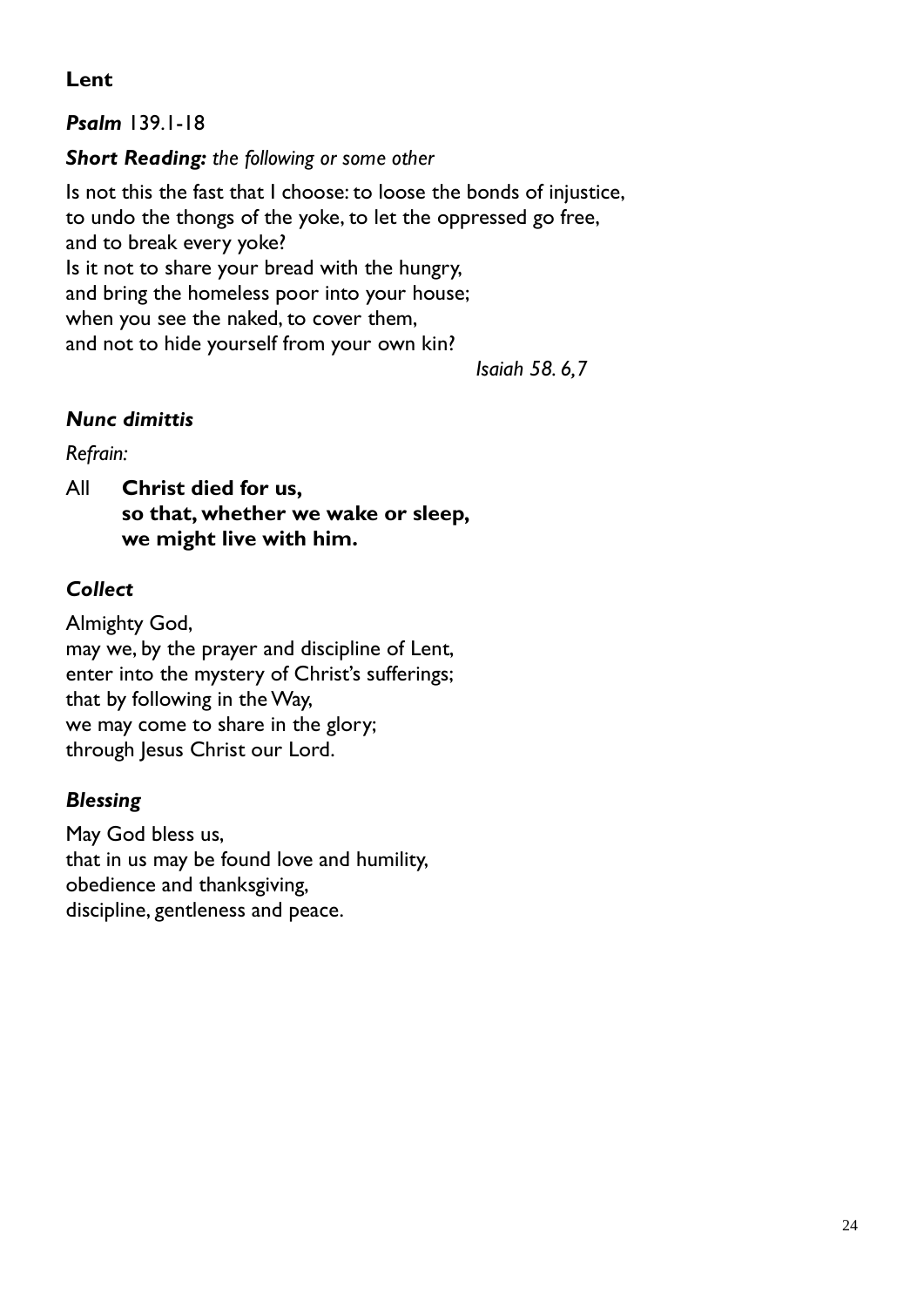## Lent

***Psalm*** 139.1-18

***Short Reading:*** *the following or some other*

Is not this the fast that I choose: to loose the bonds of injustice,
to undo the thongs of the yoke, to let the oppressed go free,
and to break every yoke?
Is it not to share your bread with the hungry,
and bring the homeless poor into your house;
when you see the naked, to cover them,
and not to hide yourself from your own kin?

*Isaiah 58. 6,7*

### *Nunc dimittis*

*Refrain:*

All **Christ died for us,**
**so that, whether we wake or sleep,**
**we might live with him.**

### *Collect*

Almighty God,
may we, by the prayer and discipline of Lent,
enter into the mystery of Christ's sufferings;
that by following in the Way,
we may come to share in the glory;
through Jesus Christ our Lord.

### *Blessing*

May God bless us,
that in us may be found love and humility,
obedience and thanksgiving,
discipline, gentleness and peace.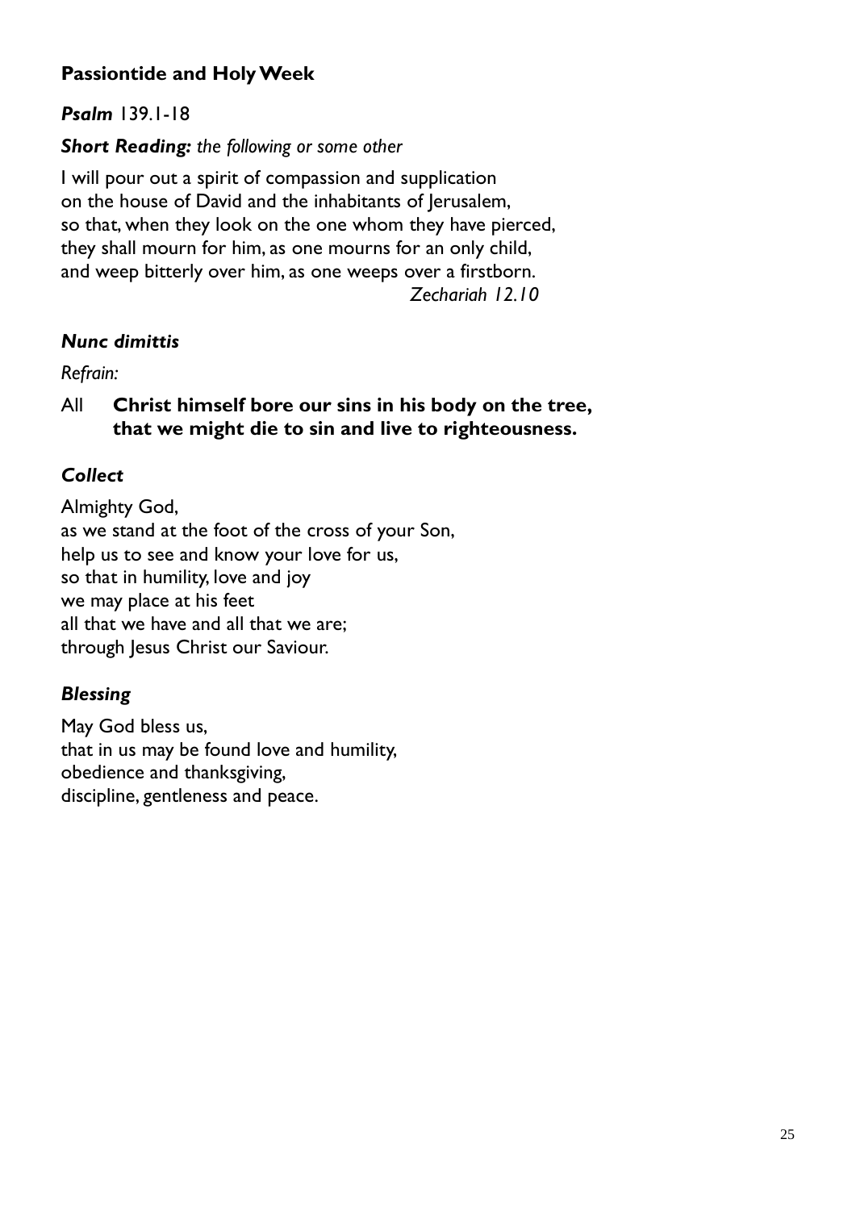## Passiontide and Holy Week

***Psalm*** 139.1-18

***Short Reading:*** *the following or some other*

I will pour out a spirit of compassion and supplication
on the house of David and the inhabitants of Jerusalem,
so that, when they look on the one whom they have pierced,
they shall mourn for him, as one mourns for an only child,
and weep bitterly over him, as one weeps over a firstborn.
*Zechariah 12.10*

### *Nunc dimittis*

*Refrain:*

All **Christ himself bore our sins in his body on the tree,
that we might die to sin and live to righteousness.**

### *Collect*

Almighty God,
as we stand at the foot of the cross of your Son,
help us to see and know your love for us,
so that in humility, love and joy
we may place at his feet
all that we have and all that we are;
through Jesus Christ our Saviour.

### *Blessing*

May God bless us,
that in us may be found love and humility,
obedience and thanksgiving,
discipline, gentleness and peace.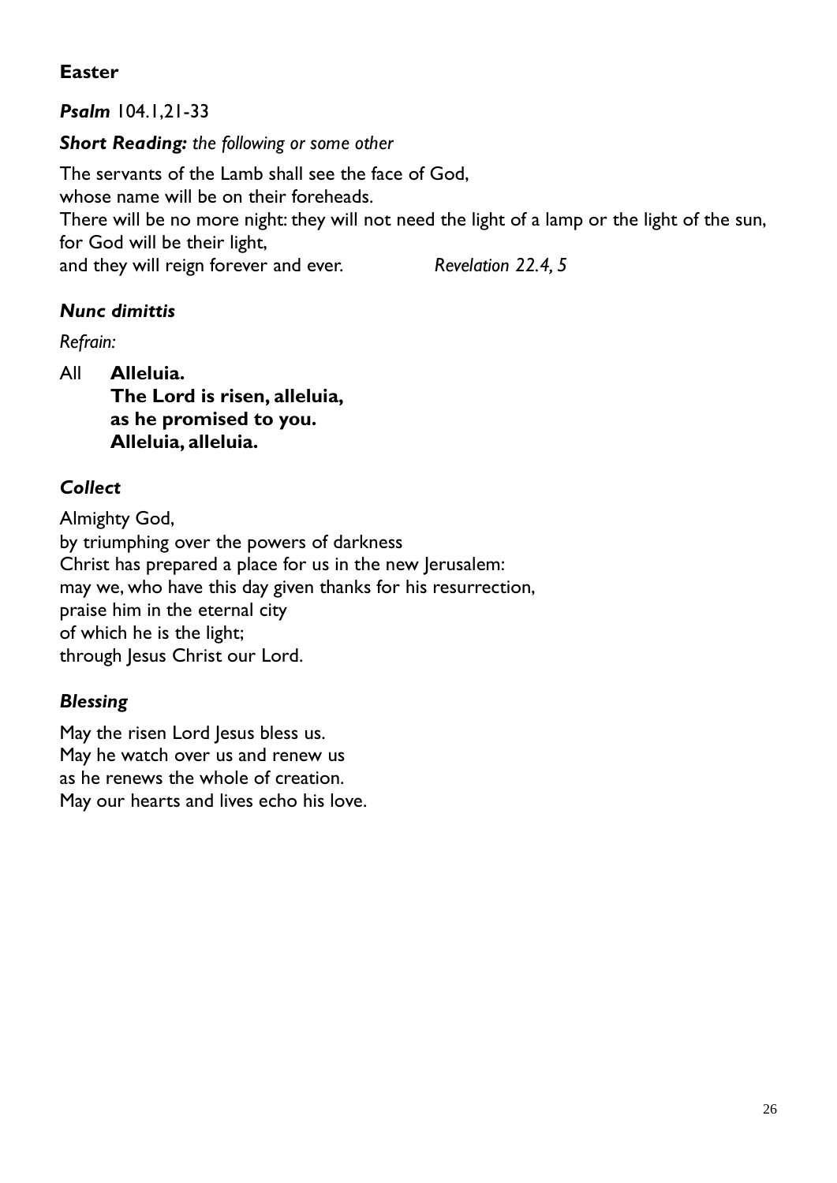## Easter

***Psalm*** 104.1,21-33

***Short Reading:*** *the following or some other*

The servants of the Lamb shall see the face of God,  
whose name will be on their foreheads.  
There will be no more night: they will not need the light of a lamp or the light of the sun,  
for God will be their light,  
and they will reign forever and ever. *Revelation 22.4, 5*

### *Nunc dimittis*

*Refrain:*

All **Alleluia.**  
**The Lord is risen, alleluia,**  
**as he promised to you.**  
**Alleluia, alleluia.**

### *Collect*

Almighty God,  
by triumphing over the powers of darkness  
Christ has prepared a place for us in the new Jerusalem:  
may we, who have this day given thanks for his resurrection,  
praise him in the eternal city  
of which he is the light;  
through Jesus Christ our Lord.

### *Blessing*

May the risen Lord Jesus bless us.  
May he watch over us and renew us  
as he renews the whole of creation.  
May our hearts and lives echo his love.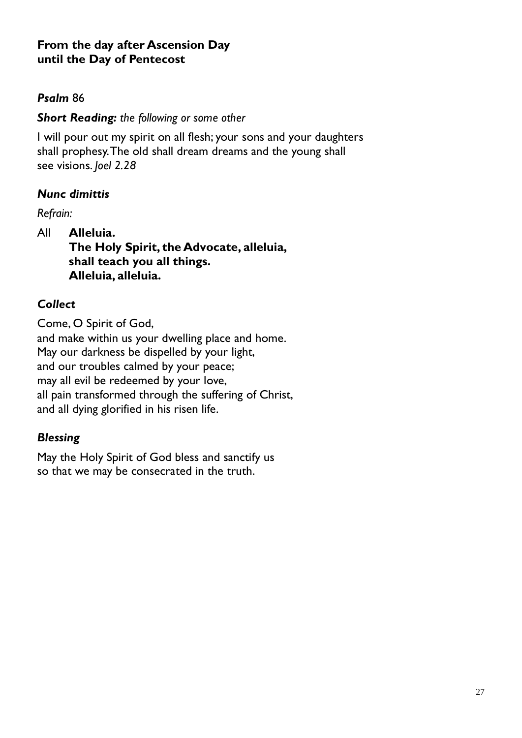**From the day after Ascension Day until the Day of Pentecost**

***Psalm*** 86

***Short Reading:*** *the following or some other*

I will pour out my spirit on all flesh; your sons and your daughters shall prophesy. The old shall dream dreams and the young shall see visions. *Joel 2.28*

***Nunc dimittis***

*Refrain:*

All **Alleluia.**
**The Holy Spirit, the Advocate, alleluia,**
**shall teach you all things.**
**Alleluia, alleluia.**

***Collect***

Come, O Spirit of God,
and make within us your dwelling place and home.
May our darkness be dispelled by your light,
and our troubles calmed by your peace;
may all evil be redeemed by your love,
all pain transformed through the suffering of Christ,
and all dying glorified in his risen life.

***Blessing***

May the Holy Spirit of God bless and sanctify us
so that we may be consecrated in the truth.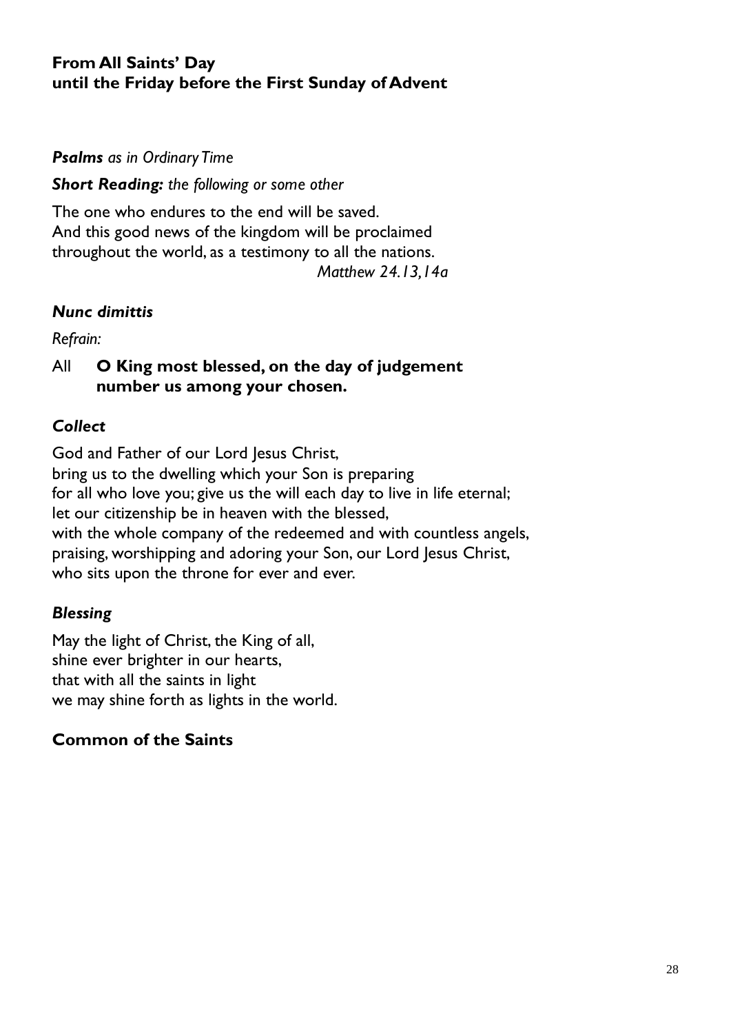## From All Saints' Day until the Friday before the First Sunday of Advent

***Psalms*** *as in Ordinary Time*

***Short Reading:*** *the following or some other*

The one who endures to the end will be saved.
And this good news of the kingdom will be proclaimed
throughout the world, as a testimony to all the nations.
*Matthew 24.13,14a*

### *Nunc dimittis*

*Refrain:*

All **O King most blessed, on the day of judgement**
**number us among your chosen.**

### *Collect*

God and Father of our Lord Jesus Christ,
bring us to the dwelling which your Son is preparing
for all who love you; give us the will each day to live in life eternal;
let our citizenship be in heaven with the blessed,
with the whole company of the redeemed and with countless angels,
praising, worshipping and adoring your Son, our Lord Jesus Christ,
who sits upon the throne for ever and ever.

### *Blessing*

May the light of Christ, the King of all,
shine ever brighter in our hearts,
that with all the saints in light
we may shine forth as lights in the world.

## Common of the Saints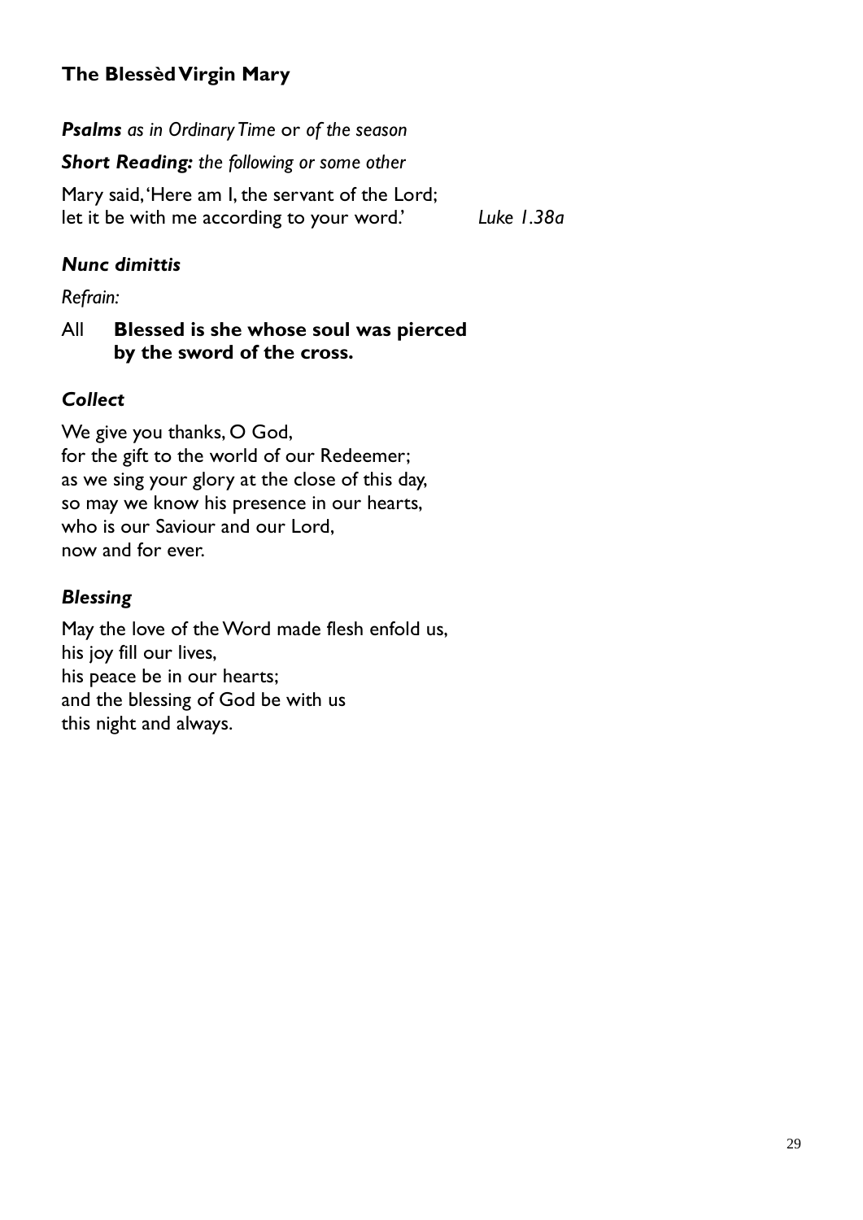### The Blessèd Virgin Mary

***Psalms*** *as in Ordinary Time* or *of the season*

***Short Reading:*** *the following or some other*

Mary said, 'Here am I, the servant of the Lord;
let it be with me according to your word.' *Luke 1.38a*

#### *Nunc dimittis*

*Refrain:*

All **Blessed is she whose soul was pierced
by the sword of the cross.**

#### *Collect*

We give you thanks, O God,
for the gift to the world of our Redeemer;
as we sing your glory at the close of this day,
so may we know his presence in our hearts,
who is our Saviour and our Lord,
now and for ever.

#### *Blessing*

May the love of the Word made flesh enfold us,
his joy fill our lives,
his peace be in our hearts;
and the blessing of God be with us
this night and always.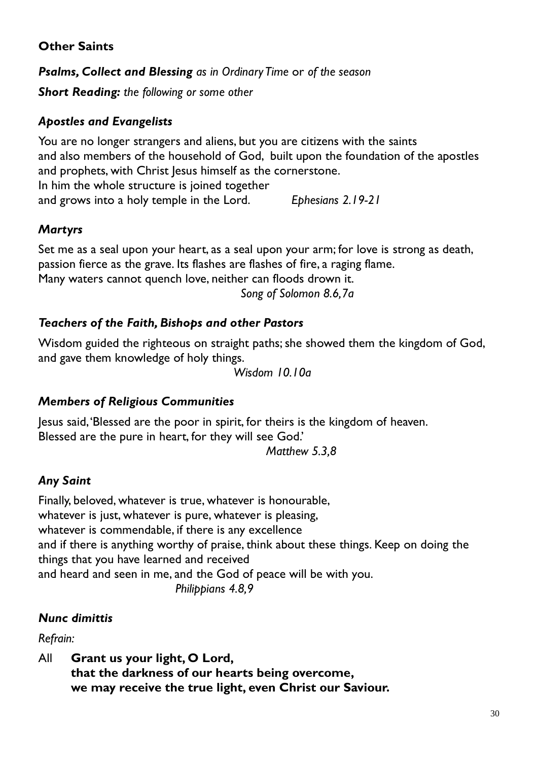## Other Saints

***Psalms, Collect and Blessing*** *as in Ordinary Time* or *of the season*

***Short Reading:*** *the following or some other*

### *Apostles and Evangelists*

You are no longer strangers and aliens, but you are citizens with the saints
and also members of the household of God, built upon the foundation of the apostles and prophets, with Christ Jesus himself as the cornerstone.
In him the whole structure is joined together
and grows into a holy temple in the Lord. *Ephesians 2.19-21*

### *Martyrs*

Set me as a seal upon your heart, as a seal upon your arm; for love is strong as death, passion fierce as the grave. Its flashes are flashes of fire, a raging flame.
Many waters cannot quench love, neither can floods drown it.
*Song of Solomon 8.6,7a*

### *Teachers of the Faith, Bishops and other Pastors*

Wisdom guided the righteous on straight paths; she showed them the kingdom of God, and gave them knowledge of holy things.
*Wisdom 10.10a*

### *Members of Religious Communities*

Jesus said, 'Blessed are the poor in spirit, for theirs is the kingdom of heaven.
Blessed are the pure in heart, for they will see God.'
*Matthew 5.3,8*

### *Any Saint*

Finally, beloved, whatever is true, whatever is honourable,
whatever is just, whatever is pure, whatever is pleasing,
whatever is commendable, if there is any excellence
and if there is anything worthy of praise, think about these things. Keep on doing the things that you have learned and received
and heard and seen in me, and the God of peace will be with you.
*Philippians 4.8,9*

### *Nunc dimittis*

*Refrain:*

All **Grant us your light, O Lord,**
**that the darkness of our hearts being overcome,**
**we may receive the true light, even Christ our Saviour.**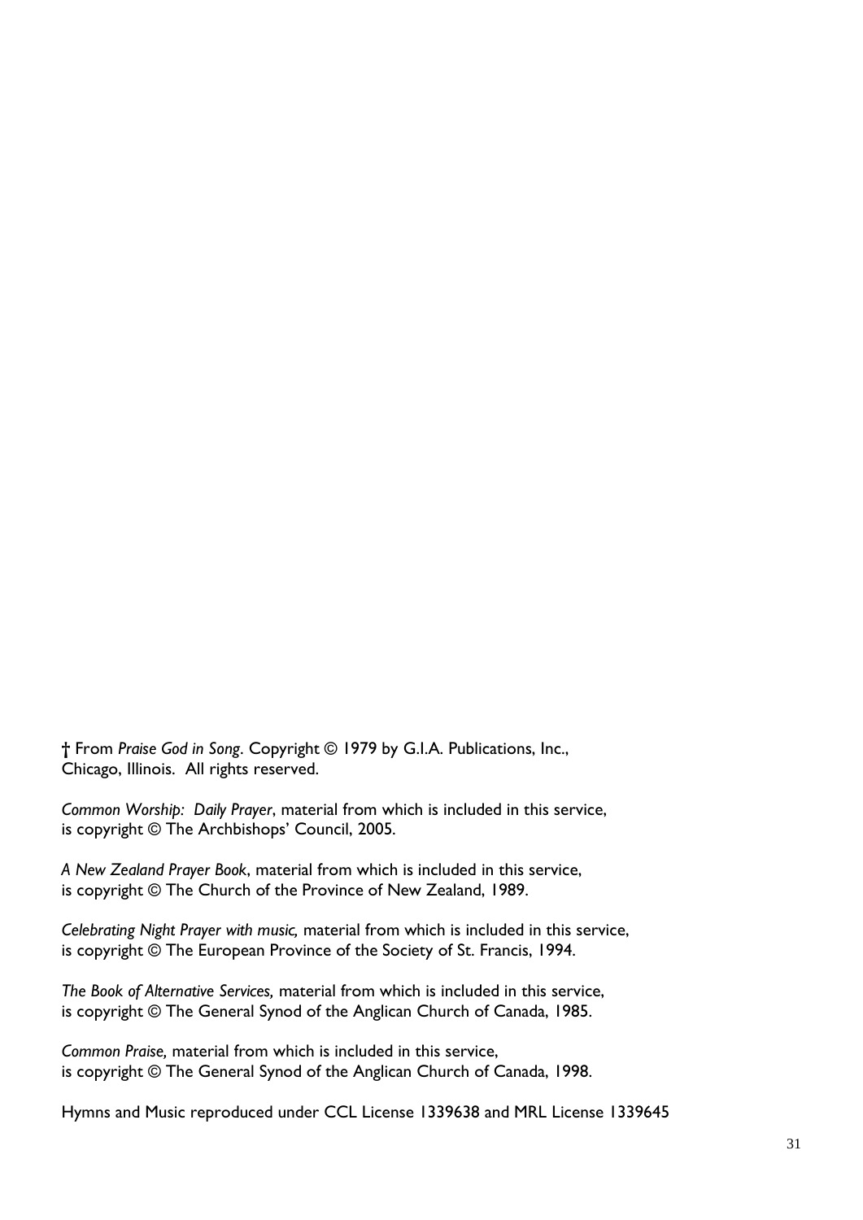† From *Praise God in Song*. Copyright © 1979 by G.I.A. Publications, Inc., Chicago, Illinois. All rights reserved.

*Common Worship: Daily Prayer*, material from which is included in this service, is copyright © The Archbishops' Council, 2005.

*A New Zealand Prayer Book*, material from which is included in this service, is copyright © The Church of the Province of New Zealand, 1989.

*Celebrating Night Prayer with music,* material from which is included in this service, is copyright © The European Province of the Society of St. Francis, 1994.

*The Book of Alternative Services,* material from which is included in this service, is copyright © The General Synod of the Anglican Church of Canada, 1985.

*Common Praise,* material from which is included in this service, is copyright © The General Synod of the Anglican Church of Canada, 1998.

Hymns and Music reproduced under CCL License 1339638 and MRL License 1339645